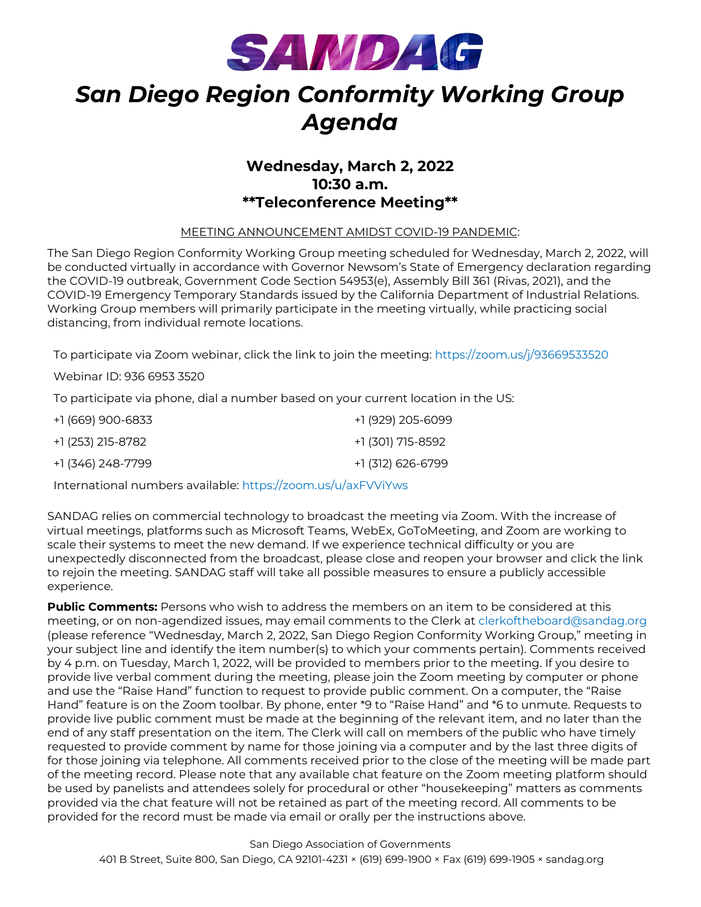# SANDAG

# *San Diego Region Conformity Working Group Agenda*

**Wednesday, March 2, 2022**
**10:30 a.m.**
****Teleconference Meeting****

MEETING ANNOUNCEMENT AMIDST COVID-19 PANDEMIC:

The San Diego Region Conformity Working Group meeting scheduled for Wednesday, March 2, 2022, will be conducted virtually in accordance with Governor Newsom's State of Emergency declaration regarding the COVID-19 outbreak, Government Code Section 54953(e), Assembly Bill 361 (Rivas, 2021), and the COVID-19 Emergency Temporary Standards issued by the California Department of Industrial Relations. Working Group members will primarily participate in the meeting virtually, while practicing social distancing, from individual remote locations.

To participate via Zoom webinar, click the link to join the meeting: https://zoom.us/j/93669533520

Webinar ID: 936 6953 3520

To participate via phone, dial a number based on your current location in the US:

| | |
|---|---|
| +1 (669) 900-6833 | +1 (929) 205-6099 |
| +1 (253) 215-8782 | +1 (301) 715-8592 |
| +1 (346) 248-7799 | +1 (312) 626-6799 |

International numbers available: https://zoom.us/u/axFVViYws

SANDAG relies on commercial technology to broadcast the meeting via Zoom. With the increase of virtual meetings, platforms such as Microsoft Teams, WebEx, GoToMeeting, and Zoom are working to scale their systems to meet the new demand. If we experience technical difficulty or you are unexpectedly disconnected from the broadcast, please close and reopen your browser and click the link to rejoin the meeting. SANDAG staff will take all possible measures to ensure a publicly accessible experience.

**Public Comments:** Persons who wish to address the members on an item to be considered at this meeting, or on non-agendized issues, may email comments to the Clerk at clerkoftheboard@sandag.org (please reference "Wednesday, March 2, 2022, San Diego Region Conformity Working Group," meeting in your subject line and identify the item number(s) to which your comments pertain). Comments received by 4 p.m. on Tuesday, March 1, 2022, will be provided to members prior to the meeting. If you desire to provide live verbal comment during the meeting, please join the Zoom meeting by computer or phone and use the "Raise Hand" function to request to provide public comment. On a computer, the "Raise Hand" feature is on the Zoom toolbar. By phone, enter *9 to "Raise Hand" and *6 to unmute. Requests to provide live public comment must be made at the beginning of the relevant item, and no later than the end of any staff presentation on the item. The Clerk will call on members of the public who have timely requested to provide comment by name for those joining via a computer and by the last three digits of for those joining via telephone. All comments received prior to the close of the meeting will be made part of the meeting record. Please note that any available chat feature on the Zoom meeting platform should be used by panelists and attendees solely for procedural or other "housekeeping" matters as comments provided via the chat feature will not be retained as part of the meeting record. All comments to be provided for the record must be made via email or orally per the instructions above.

San Diego Association of Governments
401 B Street, Suite 800, San Diego, CA 92101-4231 × (619) 699-1900 × Fax (619) 699-1905 × sandag.org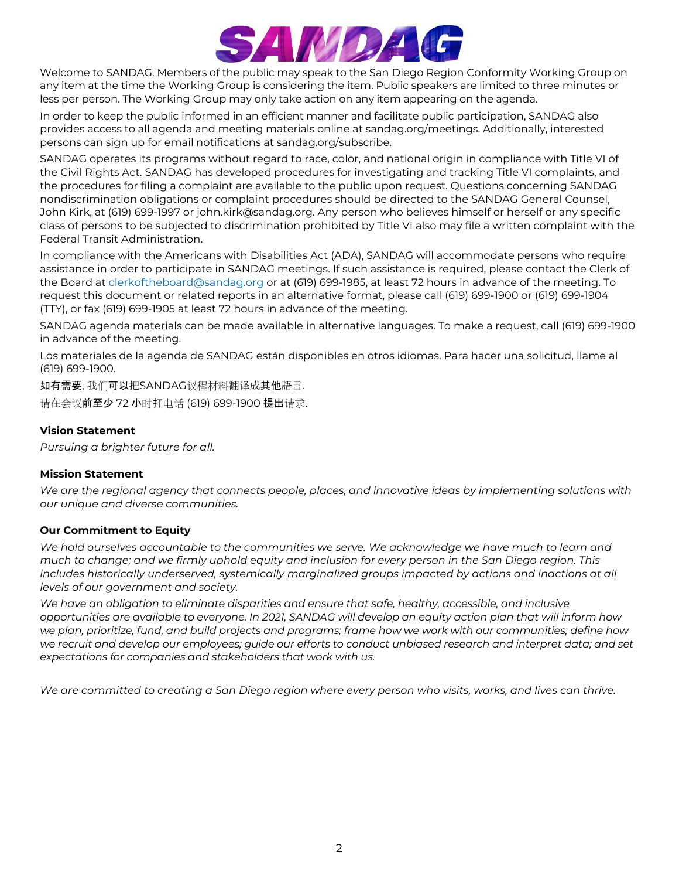Welcome to SANDAG. Members of the public may speak to the San Diego Region Conformity Working Group on any item at the time the Working Group is considering the item. Public speakers are limited to three minutes or less per person. The Working Group may only take action on any item appearing on the agenda.

In order to keep the public informed in an efficient manner and facilitate public participation, SANDAG also provides access to all agenda and meeting materials online at sandag.org/meetings. Additionally, interested persons can sign up for email notifications at sandag.org/subscribe.

SANDAG operates its programs without regard to race, color, and national origin in compliance with Title VI of the Civil Rights Act. SANDAG has developed procedures for investigating and tracking Title VI complaints, and the procedures for filing a complaint are available to the public upon request. Questions concerning SANDAG nondiscrimination obligations or complaint procedures should be directed to the SANDAG General Counsel, John Kirk, at (619) 699-1997 or john.kirk@sandag.org. Any person who believes himself or herself or any specific class of persons to be subjected to discrimination prohibited by Title VI also may file a written complaint with the Federal Transit Administration.

In compliance with the Americans with Disabilities Act (ADA), SANDAG will accommodate persons who require assistance in order to participate in SANDAG meetings. If such assistance is required, please contact the Clerk of the Board at clerkoftheboard@sandag.org or at (619) 699-1985, at least 72 hours in advance of the meeting. To request this document or related reports in an alternative format, please call (619) 699-1900 or (619) 699-1904 (TTY), or fax (619) 699-1905 at least 72 hours in advance of the meeting.

SANDAG agenda materials can be made available in alternative languages. To make a request, call (619) 699-1900 in advance of the meeting.

Los materiales de la agenda de SANDAG están disponibles en otros idiomas. Para hacer una solicitud, llame al (619) 699-1900.

如有需要, 我们可以把SANDAG议程材料翻译成其他語言.

请在会议前至少 72 小时打电话 (619) 699-1900 提出请求.

**Vision Statement**

*Pursuing a brighter future for all.*

**Mission Statement**

*We are the regional agency that connects people, places, and innovative ideas by implementing solutions with our unique and diverse communities.*

**Our Commitment to Equity**

*We hold ourselves accountable to the communities we serve. We acknowledge we have much to learn and much to change; and we firmly uphold equity and inclusion for every person in the San Diego region. This includes historically underserved, systemically marginalized groups impacted by actions and inactions at all levels of our government and society.*

*We have an obligation to eliminate disparities and ensure that safe, healthy, accessible, and inclusive opportunities are available to everyone. In 2021, SANDAG will develop an equity action plan that will inform how we plan, prioritize, fund, and build projects and programs; frame how we work with our communities; define how we recruit and develop our employees; guide our efforts to conduct unbiased research and interpret data; and set expectations for companies and stakeholders that work with us.*

*We are committed to creating a San Diego region where every person who visits, works, and lives can thrive.*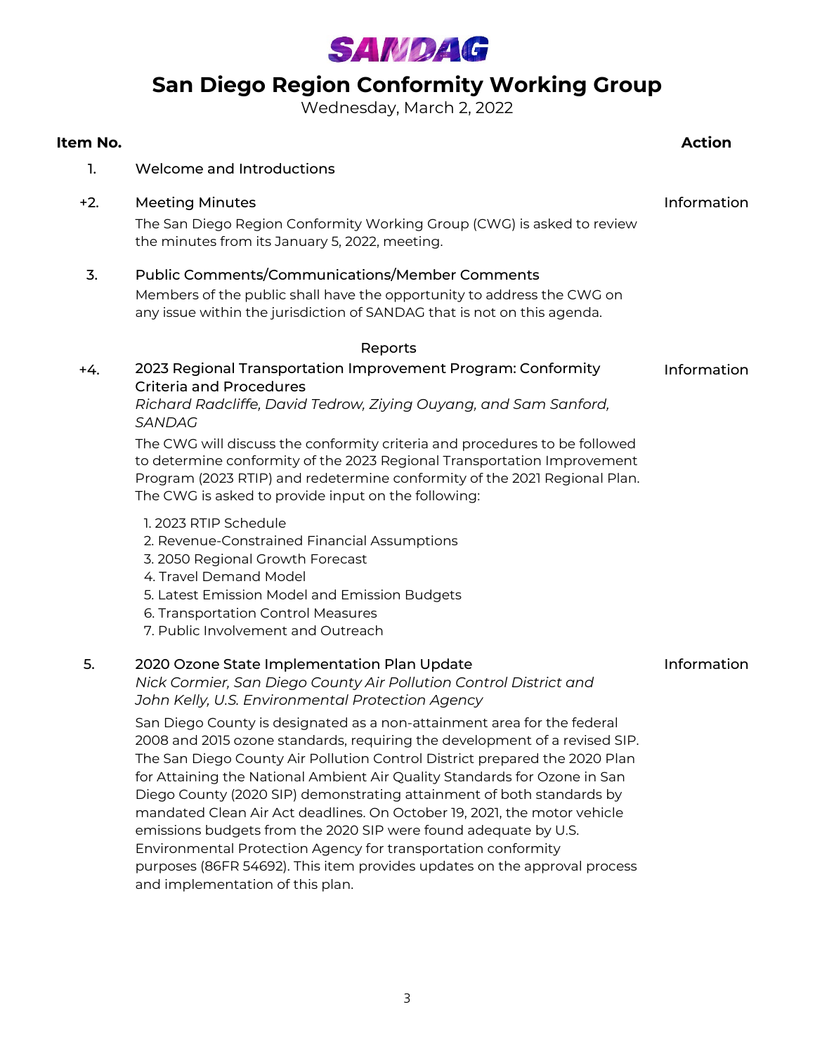SANDAG

# San Diego Region Conformity Working Group

Wednesday, March 2, 2022

| Item No. | | Action |
|---|---|---|
| 1. | Welcome and Introductions | |
| +2. | Meeting Minutes<br>The San Diego Region Conformity Working Group (CWG) is asked to review the minutes from its January 5, 2022, meeting. | Information |
| 3. | Public Comments/Communications/Member Comments<br>Members of the public shall have the opportunity to address the CWG on any issue within the jurisdiction of SANDAG that is not on this agenda. | |

## Reports

**+4. 2023 Regional Transportation Improvement Program: Conformity Criteria and Procedures** — Information

*Richard Radcliffe, David Tedrow, Ziying Ouyang, and Sam Sanford, SANDAG*

The CWG will discuss the conformity criteria and procedures to be followed to determine conformity of the 2023 Regional Transportation Improvement Program (2023 RTIP) and redetermine conformity of the 2021 Regional Plan. The CWG is asked to provide input on the following:

1. 2023 RTIP Schedule
2. Revenue-Constrained Financial Assumptions
3. 2050 Regional Growth Forecast
4. Travel Demand Model
5. Latest Emission Model and Emission Budgets
6. Transportation Control Measures
7. Public Involvement and Outreach

**5. 2020 Ozone State Implementation Plan Update** — Information

*Nick Cormier, San Diego County Air Pollution Control District and John Kelly, U.S. Environmental Protection Agency*

San Diego County is designated as a non-attainment area for the federal 2008 and 2015 ozone standards, requiring the development of a revised SIP. The San Diego County Air Pollution Control District prepared the 2020 Plan for Attaining the National Ambient Air Quality Standards for Ozone in San Diego County (2020 SIP) demonstrating attainment of both standards by mandated Clean Air Act deadlines. On October 19, 2021, the motor vehicle emissions budgets from the 2020 SIP were found adequate by U.S. Environmental Protection Agency for transportation conformity purposes (86FR 54692). This item provides updates on the approval process and implementation of this plan.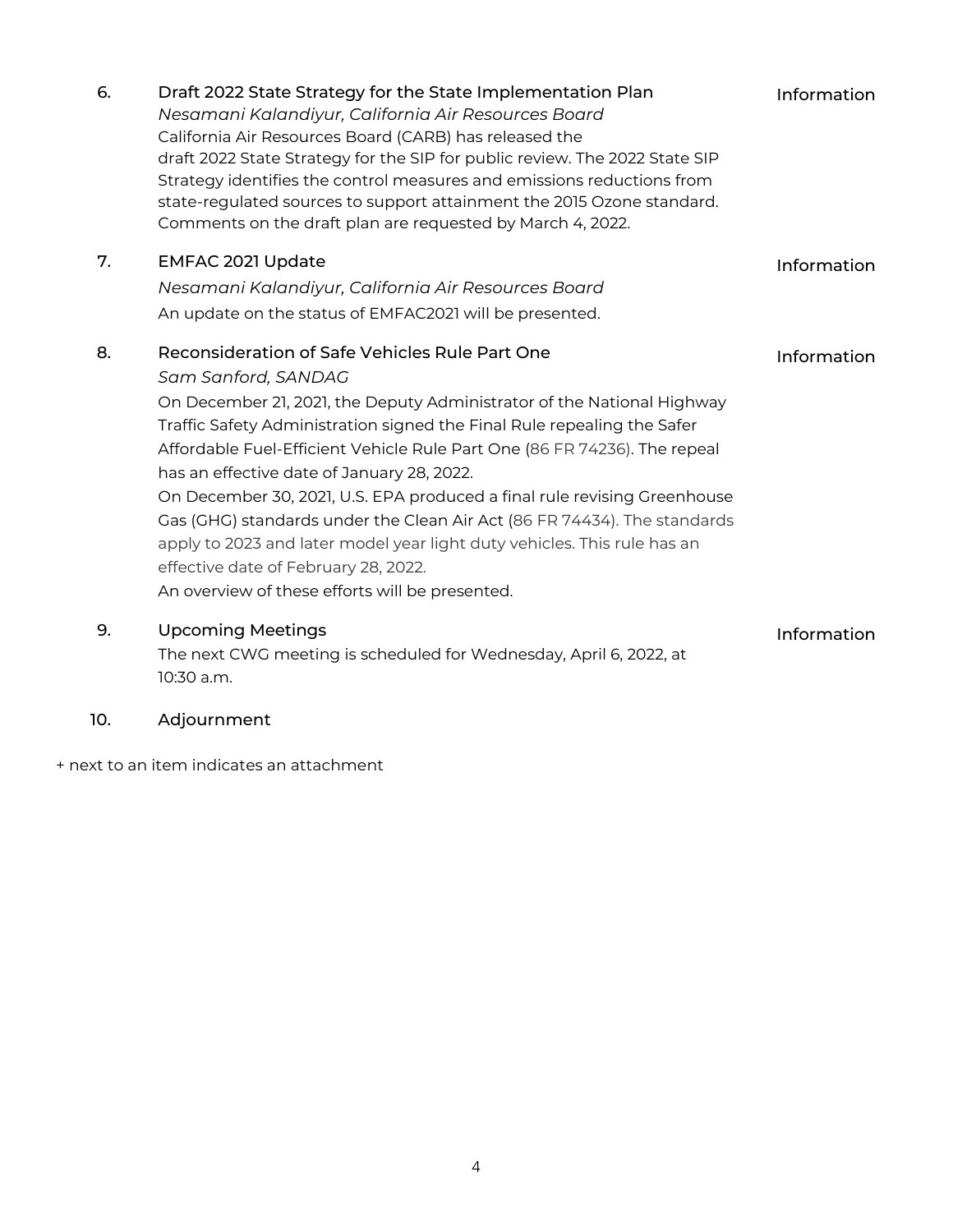6. Draft 2022 State Strategy for the State Implementation Plan — Information

   *Nesamani Kalandiyur, California Air Resources Board*

   California Air Resources Board (CARB) has released the draft 2022 State Strategy for the SIP for public review. The 2022 State SIP Strategy identifies the control measures and emissions reductions from state-regulated sources to support attainment the 2015 Ozone standard. Comments on the draft plan are requested by March 4, 2022.

7. EMFAC 2021 Update — Information

   *Nesamani Kalandiyur, California Air Resources Board*

   An update on the status of EMFAC2021 will be presented.

8. Reconsideration of Safe Vehicles Rule Part One — Information

   *Sam Sanford, SANDAG*

   On December 21, 2021, the Deputy Administrator of the National Highway Traffic Safety Administration signed the Final Rule repealing the Safer Affordable Fuel-Efficient Vehicle Rule Part One (86 FR 74236). The repeal has an effective date of January 28, 2022.

   On December 30, 2021, U.S. EPA produced a final rule revising Greenhouse Gas (GHG) standards under the Clean Air Act (86 FR 74434). The standards apply to 2023 and later model year light duty vehicles. This rule has an effective date of February 28, 2022.

   An overview of these efforts will be presented.

9. Upcoming Meetings — Information

   The next CWG meeting is scheduled for Wednesday, April 6, 2022, at 10:30 a.m.

10. Adjournment

\+ next to an item indicates an attachment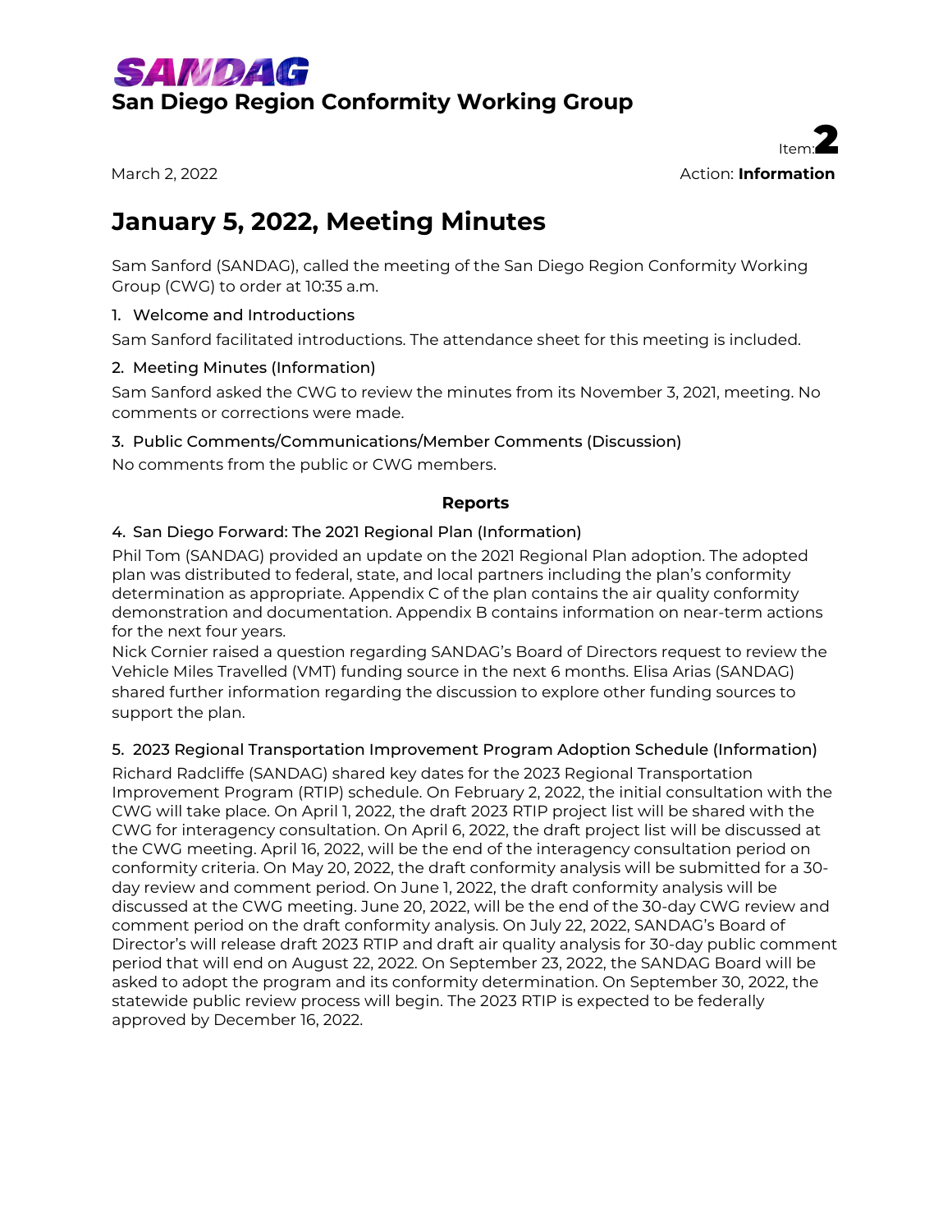**SANDAG**

## San Diego Region Conformity Working Group

Item: **2**

March 2, 2022

Action: **Information**

# January 5, 2022, Meeting Minutes

Sam Sanford (SANDAG), called the meeting of the San Diego Region Conformity Working Group (CWG) to order at 10:35 a.m.

### 1. Welcome and Introductions

Sam Sanford facilitated introductions. The attendance sheet for this meeting is included.

### 2. Meeting Minutes (Information)

Sam Sanford asked the CWG to review the minutes from its November 3, 2021, meeting. No comments or corrections were made.

### 3. Public Comments/Communications/Member Comments (Discussion)

No comments from the public or CWG members.

**Reports**

### 4. San Diego Forward: The 2021 Regional Plan (Information)

Phil Tom (SANDAG) provided an update on the 2021 Regional Plan adoption. The adopted plan was distributed to federal, state, and local partners including the plan's conformity determination as appropriate. Appendix C of the plan contains the air quality conformity demonstration and documentation. Appendix B contains information on near-term actions for the next four years.

Nick Cornier raised a question regarding SANDAG's Board of Directors request to review the Vehicle Miles Travelled (VMT) funding source in the next 6 months. Elisa Arias (SANDAG) shared further information regarding the discussion to explore other funding sources to support the plan.

### 5. 2023 Regional Transportation Improvement Program Adoption Schedule (Information)

Richard Radcliffe (SANDAG) shared key dates for the 2023 Regional Transportation Improvement Program (RTIP) schedule. On February 2, 2022, the initial consultation with the CWG will take place. On April 1, 2022, the draft 2023 RTIP project list will be shared with the CWG for interagency consultation. On April 6, 2022, the draft project list will be discussed at the CWG meeting. April 16, 2022, will be the end of the interagency consultation period on conformity criteria. On May 20, 2022, the draft conformity analysis will be submitted for a 30-day review and comment period. On June 1, 2022, the draft conformity analysis will be discussed at the CWG meeting. June 20, 2022, will be the end of the 30-day CWG review and comment period on the draft conformity analysis. On July 22, 2022, SANDAG's Board of Director's will release draft 2023 RTIP and draft air quality analysis for 30-day public comment period that will end on August 22, 2022. On September 23, 2022, the SANDAG Board will be asked to adopt the program and its conformity determination. On September 30, 2022, the statewide public review process will begin. The 2023 RTIP is expected to be federally approved by December 16, 2022.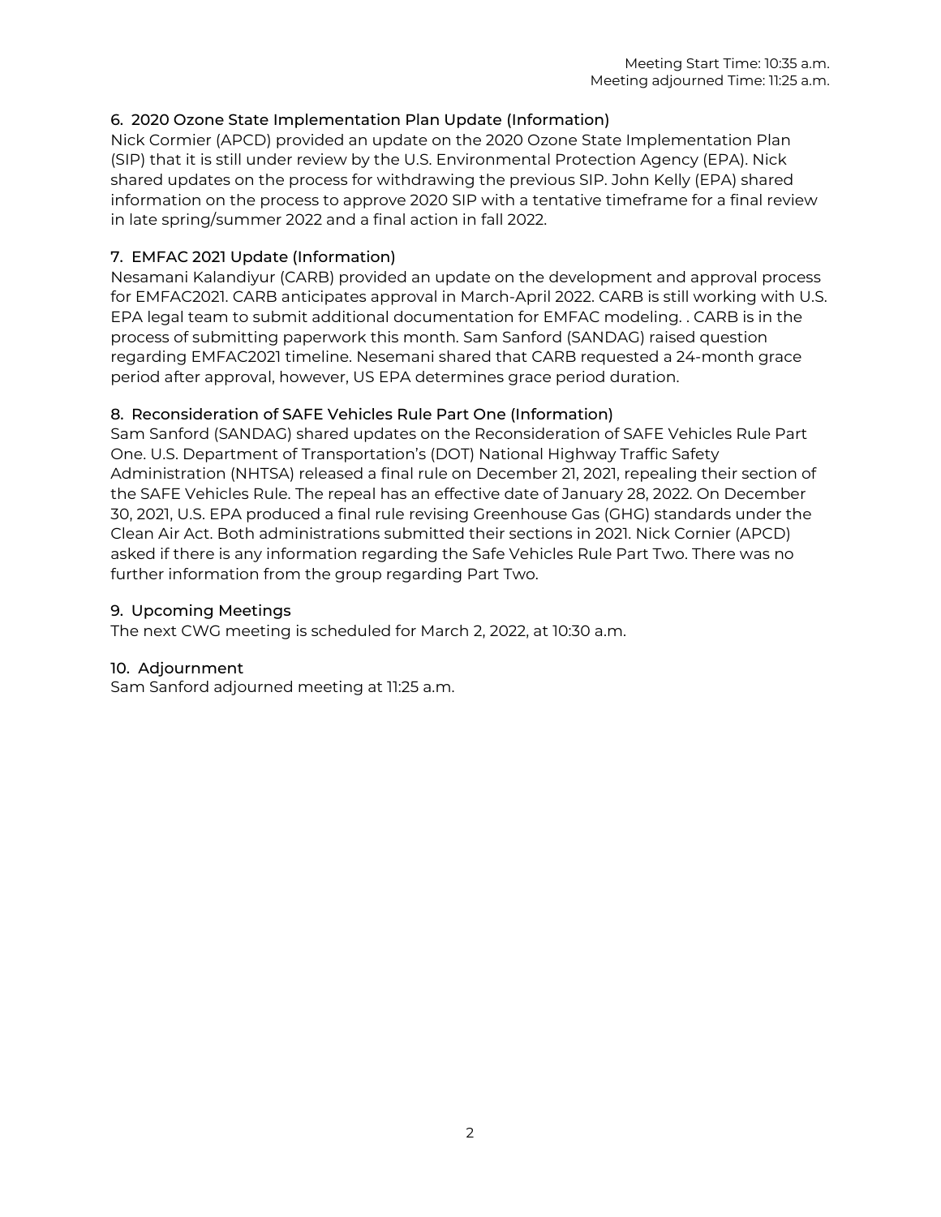Meeting Start Time: 10:35 a.m.
Meeting adjourned Time: 11:25 a.m.

### 6. 2020 Ozone State Implementation Plan Update (Information)

Nick Cormier (APCD) provided an update on the 2020 Ozone State Implementation Plan (SIP) that it is still under review by the U.S. Environmental Protection Agency (EPA). Nick shared updates on the process for withdrawing the previous SIP. John Kelly (EPA) shared information on the process to approve 2020 SIP with a tentative timeframe for a final review in late spring/summer 2022 and a final action in fall 2022.

### 7. EMFAC 2021 Update (Information)

Nesamani Kalandiyur (CARB) provided an update on the development and approval process for EMFAC2021. CARB anticipates approval in March-April 2022. CARB is still working with U.S. EPA legal team to submit additional documentation for EMFAC modeling. . CARB is in the process of submitting paperwork this month. Sam Sanford (SANDAG) raised question regarding EMFAC2021 timeline. Nesemani shared that CARB requested a 24-month grace period after approval, however, US EPA determines grace period duration.

### 8. Reconsideration of SAFE Vehicles Rule Part One (Information)

Sam Sanford (SANDAG) shared updates on the Reconsideration of SAFE Vehicles Rule Part One. U.S. Department of Transportation's (DOT) National Highway Traffic Safety Administration (NHTSA) released a final rule on December 21, 2021, repealing their section of the SAFE Vehicles Rule. The repeal has an effective date of January 28, 2022. On December 30, 2021, U.S. EPA produced a final rule revising Greenhouse Gas (GHG) standards under the Clean Air Act. Both administrations submitted their sections in 2021. Nick Cornier (APCD) asked if there is any information regarding the Safe Vehicles Rule Part Two. There was no further information from the group regarding Part Two.

### 9. Upcoming Meetings

The next CWG meeting is scheduled for March 2, 2022, at 10:30 a.m.

### 10. Adjournment

Sam Sanford adjourned meeting at 11:25 a.m.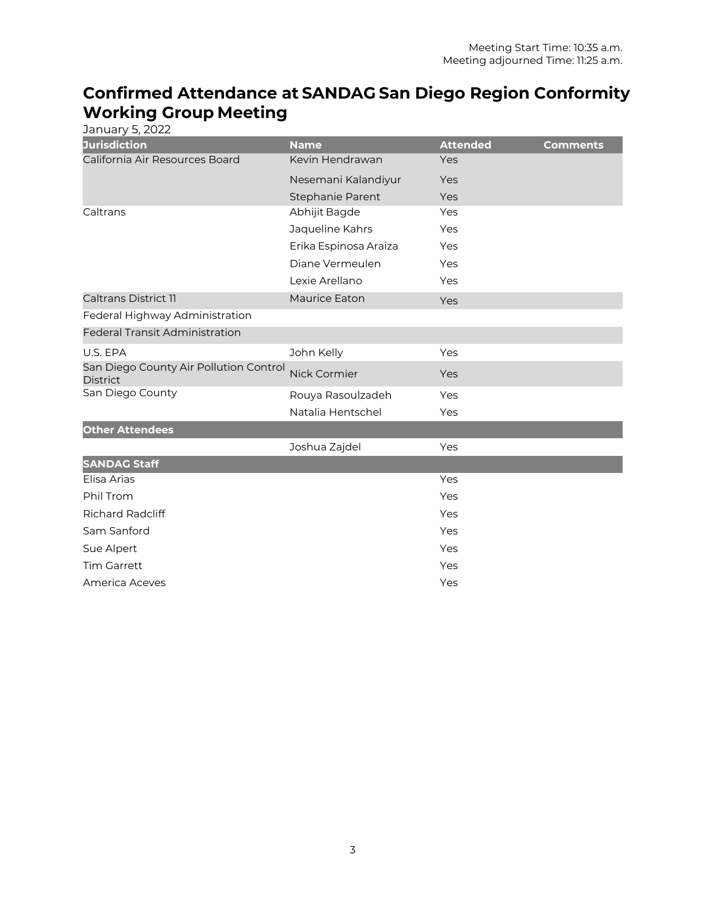Meeting Start Time: 10:35 a.m.
Meeting adjourned Time: 11:25 a.m.

# Confirmed Attendance at SANDAG San Diego Region Conformity Working Group Meeting

January 5, 2022

| Jurisdiction | Name | Attended | Comments |
|---|---|---|---|
| California Air Resources Board | Kevin Hendrawan | Yes | |
| | Nesemani Kalandiyur | Yes | |
| | Stephanie Parent | Yes | |
| Caltrans | Abhijit Bagde | Yes | |
| | Jaqueline Kahrs | Yes | |
| | Erika Espinosa Araiza | Yes | |
| | Diane Vermeulen | Yes | |
| | Lexie Arellano | Yes | |
| Caltrans District 11 | Maurice Eaton | Yes | |
| Federal Highway Administration | | | |
| Federal Transit Administration | | | |
| U.S. EPA | John Kelly | Yes | |
| San Diego County Air Pollution Control District | Nick Cormier | Yes | |
| San Diego County | Rouya Rasoulzadeh | Yes | |
| | Natalia Hentschel | Yes | |
| **Other Attendees** | | | |
| | Joshua Zajdel | Yes | |
| **SANDAG Staff** | | | |
| Elisa Arias | | Yes | |
| Phil Trom | | Yes | |
| Richard Radcliff | | Yes | |
| Sam Sanford | | Yes | |
| Sue Alpert | | Yes | |
| Tim Garrett | | Yes | |
| America Aceves | | Yes | |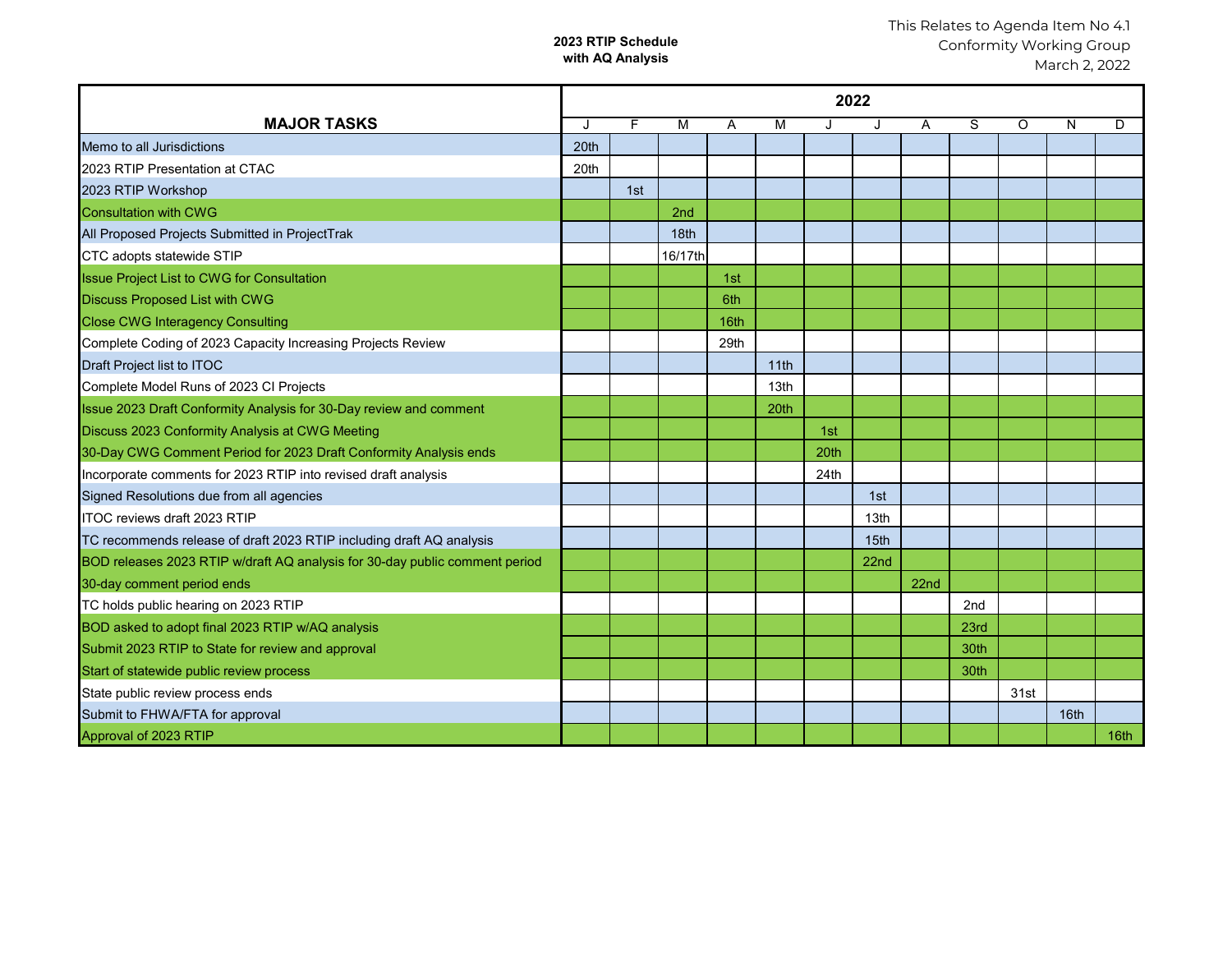This Relates to Agenda Item No 4.1
Conformity Working Group
March 2, 2022

**2023 RTIP Schedule**
**with AQ Analysis**

| MAJOR TASKS | 2022 | | | | | | | | | | | |
|---|---|---|---|---|---|---|---|---|---|---|---|---|
| | J | F | M | A | M | J | J | A | S | O | N | D |
| Memo to all Jurisdictions | 20th | | | | | | | | | | | |
| 2023 RTIP Presentation at CTAC | 20th | | | | | | | | | | | |
| 2023 RTIP Workshop | | 1st | | | | | | | | | | |
| Consultation with CWG | | | 2nd | | | | | | | | | |
| All Proposed Projects Submitted in ProjectTrak | | | 18th | | | | | | | | | |
| CTC adopts statewide STIP | | | 16/17th | | | | | | | | | |
| Issue Project List to CWG for Consultation | | | | 1st | | | | | | | | |
| Discuss Proposed List with CWG | | | | 6th | | | | | | | | |
| Close CWG Interagency Consulting | | | | 16th | | | | | | | | |
| Complete Coding of 2023 Capacity Increasing Projects Review | | | | 29th | | | | | | | | |
| Draft Project list to ITOC | | | | | 11th | | | | | | | |
| Complete Model Runs of 2023 CI Projects | | | | | 13th | | | | | | | |
| Issue 2023 Draft Conformity Analysis for 30-Day review and comment | | | | | 20th | | | | | | | |
| Discuss 2023 Conformity Analysis at CWG Meeting | | | | | | 1st | | | | | | |
| 30-Day CWG Comment Period for 2023 Draft Conformity Analysis ends | | | | | | 20th | | | | | | |
| Incorporate comments for 2023 RTIP into revised draft analysis | | | | | | 24th | | | | | | |
| Signed Resolutions due from all agencies | | | | | | | 1st | | | | | |
| ITOC reviews draft 2023 RTIP | | | | | | | 13th | | | | | |
| TC recommends release of draft 2023 RTIP including draft AQ analysis | | | | | | | 15th | | | | | |
| BOD releases 2023 RTIP w/draft AQ analysis for 30-day public comment period | | | | | | | 22nd | | | | | |
| 30-day comment period ends | | | | | | | | 22nd | | | | |
| TC holds public hearing on 2023 RTIP | | | | | | | | | 2nd | | | |
| BOD asked to adopt final 2023 RTIP w/AQ analysis | | | | | | | | | 23rd | | | |
| Submit 2023 RTIP to State for review and approval | | | | | | | | | 30th | | | |
| Start of statewide public review process | | | | | | | | | 30th | | | |
| State public review process ends | | | | | | | | | | 31st | | |
| Submit to FHWA/FTA for approval | | | | | | | | | | | 16th | |
| Approval of 2023 RTIP | | | | | | | | | | | | 16th |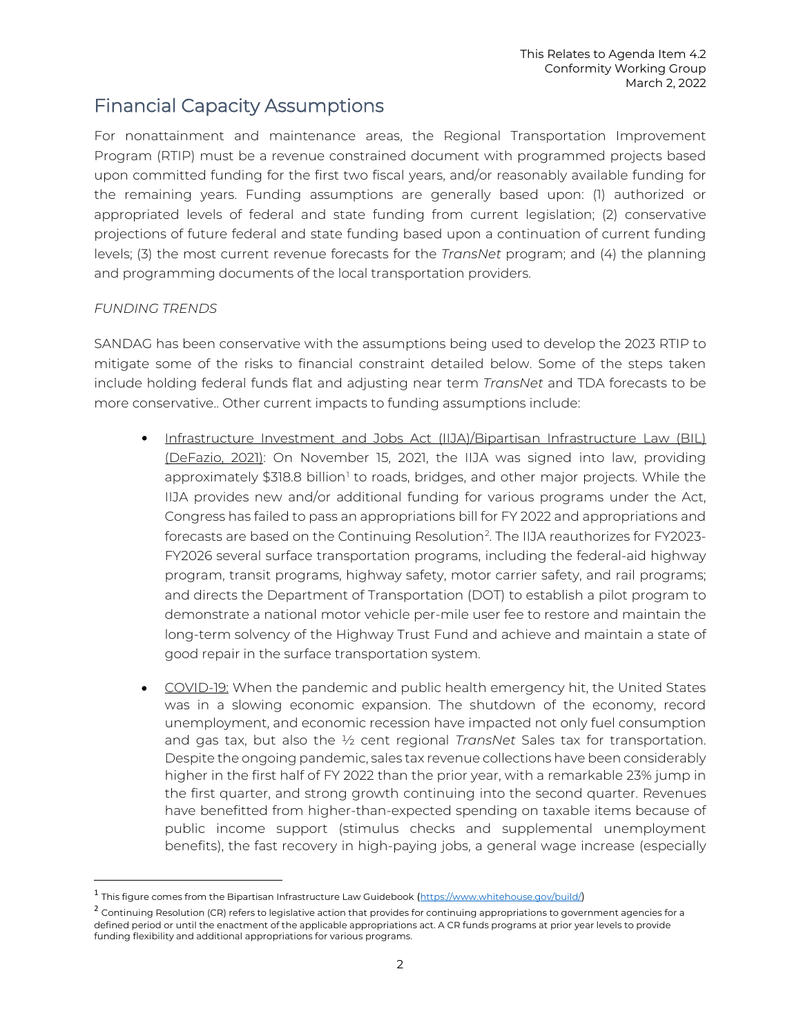This Relates to Agenda Item 4.2
Conformity Working Group
March 2, 2022

## Financial Capacity Assumptions

For nonattainment and maintenance areas, the Regional Transportation Improvement Program (RTIP) must be a revenue constrained document with programmed projects based upon committed funding for the first two fiscal years, and/or reasonably available funding for the remaining years. Funding assumptions are generally based upon: (1) authorized or appropriated levels of federal and state funding from current legislation; (2) conservative projections of future federal and state funding based upon a continuation of current funding levels; (3) the most current revenue forecasts for the *TransNet* program; and (4) the planning and programming documents of the local transportation providers.

*FUNDING TRENDS*

SANDAG has been conservative with the assumptions being used to develop the 2023 RTIP to mitigate some of the risks to financial constraint detailed below. Some of the steps taken include holding federal funds flat and adjusting near term *TransNet* and TDA forecasts to be more conservative.. Other current impacts to funding assumptions include:

- Infrastructure Investment and Jobs Act (IIJA)/Bipartisan Infrastructure Law (BIL) (DeFazio, 2021): On November 15, 2021, the IIJA was signed into law, providing approximately $318.8 billion[1] to roads, bridges, and other major projects. While the IIJA provides new and/or additional funding for various programs under the Act, Congress has failed to pass an appropriations bill for FY 2022 and appropriations and forecasts are based on the Continuing Resolution[2]. The IIJA reauthorizes for FY2023-FY2026 several surface transportation programs, including the federal-aid highway program, transit programs, highway safety, motor carrier safety, and rail programs; and directs the Department of Transportation (DOT) to establish a pilot program to demonstrate a national motor vehicle per-mile user fee to restore and maintain the long-term solvency of the Highway Trust Fund and achieve and maintain a state of good repair in the surface transportation system.

- COVID-19: When the pandemic and public health emergency hit, the United States was in a slowing economic expansion. The shutdown of the economy, record unemployment, and economic recession have impacted not only fuel consumption and gas tax, but also the ½ cent regional *TransNet* Sales tax for transportation. Despite the ongoing pandemic, sales tax revenue collections have been considerably higher in the first half of FY 2022 than the prior year, with a remarkable 23% jump in the first quarter, and strong growth continuing into the second quarter. Revenues have benefitted from higher-than-expected spending on taxable items because of public income support (stimulus checks and supplemental unemployment benefits), the fast recovery in high-paying jobs, a general wage increase (especially

[1] This figure comes from the Bipartisan Infrastructure Law Guidebook (https://www.whitehouse.gov/build/)

[2] Continuing Resolution (CR) refers to legislative action that provides for continuing appropriations to government agencies for a defined period or until the enactment of the applicable appropriations act. A CR funds programs at prior year levels to provide funding flexibility and additional appropriations for various programs.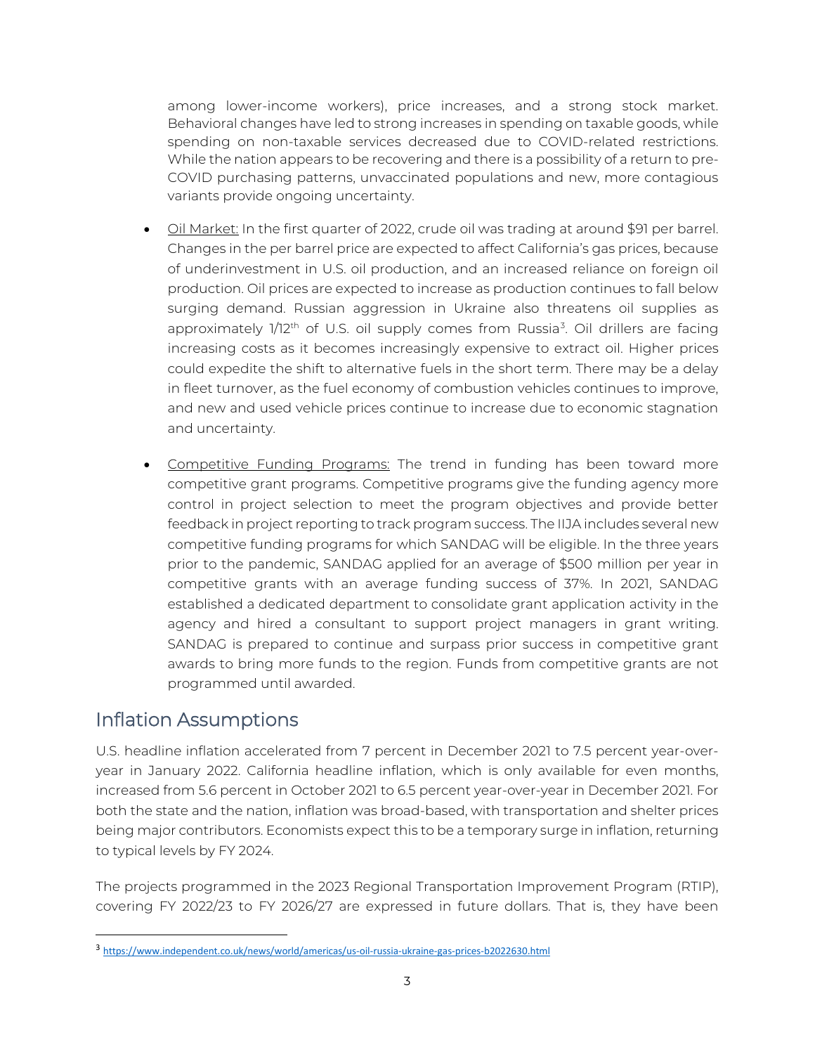among lower-income workers), price increases, and a strong stock market. Behavioral changes have led to strong increases in spending on taxable goods, while spending on non-taxable services decreased due to COVID-related restrictions. While the nation appears to be recovering and there is a possibility of a return to pre-COVID purchasing patterns, unvaccinated populations and new, more contagious variants provide ongoing uncertainty.

- Oil Market: In the first quarter of 2022, crude oil was trading at around $91 per barrel. Changes in the per barrel price are expected to affect California's gas prices, because of underinvestment in U.S. oil production, and an increased reliance on foreign oil production. Oil prices are expected to increase as production continues to fall below surging demand. Russian aggression in Ukraine also threatens oil supplies as approximately 1/12th of U.S. oil supply comes from Russia[3]. Oil drillers are facing increasing costs as it becomes increasingly expensive to extract oil. Higher prices could expedite the shift to alternative fuels in the short term. There may be a delay in fleet turnover, as the fuel economy of combustion vehicles continues to improve, and new and used vehicle prices continue to increase due to economic stagnation and uncertainty.

- Competitive Funding Programs: The trend in funding has been toward more competitive grant programs. Competitive programs give the funding agency more control in project selection to meet the program objectives and provide better feedback in project reporting to track program success. The IIJA includes several new competitive funding programs for which SANDAG will be eligible. In the three years prior to the pandemic, SANDAG applied for an average of $500 million per year in competitive grants with an average funding success of 37%. In 2021, SANDAG established a dedicated department to consolidate grant application activity in the agency and hired a consultant to support project managers in grant writing. SANDAG is prepared to continue and surpass prior success in competitive grant awards to bring more funds to the region. Funds from competitive grants are not programmed until awarded.

## Inflation Assumptions

U.S. headline inflation accelerated from 7 percent in December 2021 to 7.5 percent year-over-year in January 2022. California headline inflation, which is only available for even months, increased from 5.6 percent in October 2021 to 6.5 percent year-over-year in December 2021. For both the state and the nation, inflation was broad-based, with transportation and shelter prices being major contributors. Economists expect this to be a temporary surge in inflation, returning to typical levels by FY 2024.

The projects programmed in the 2023 Regional Transportation Improvement Program (RTIP), covering FY 2022/23 to FY 2026/27 are expressed in future dollars. That is, they have been

[3] https://www.independent.co.uk/news/world/americas/us-oil-russia-ukraine-gas-prices-b2022630.html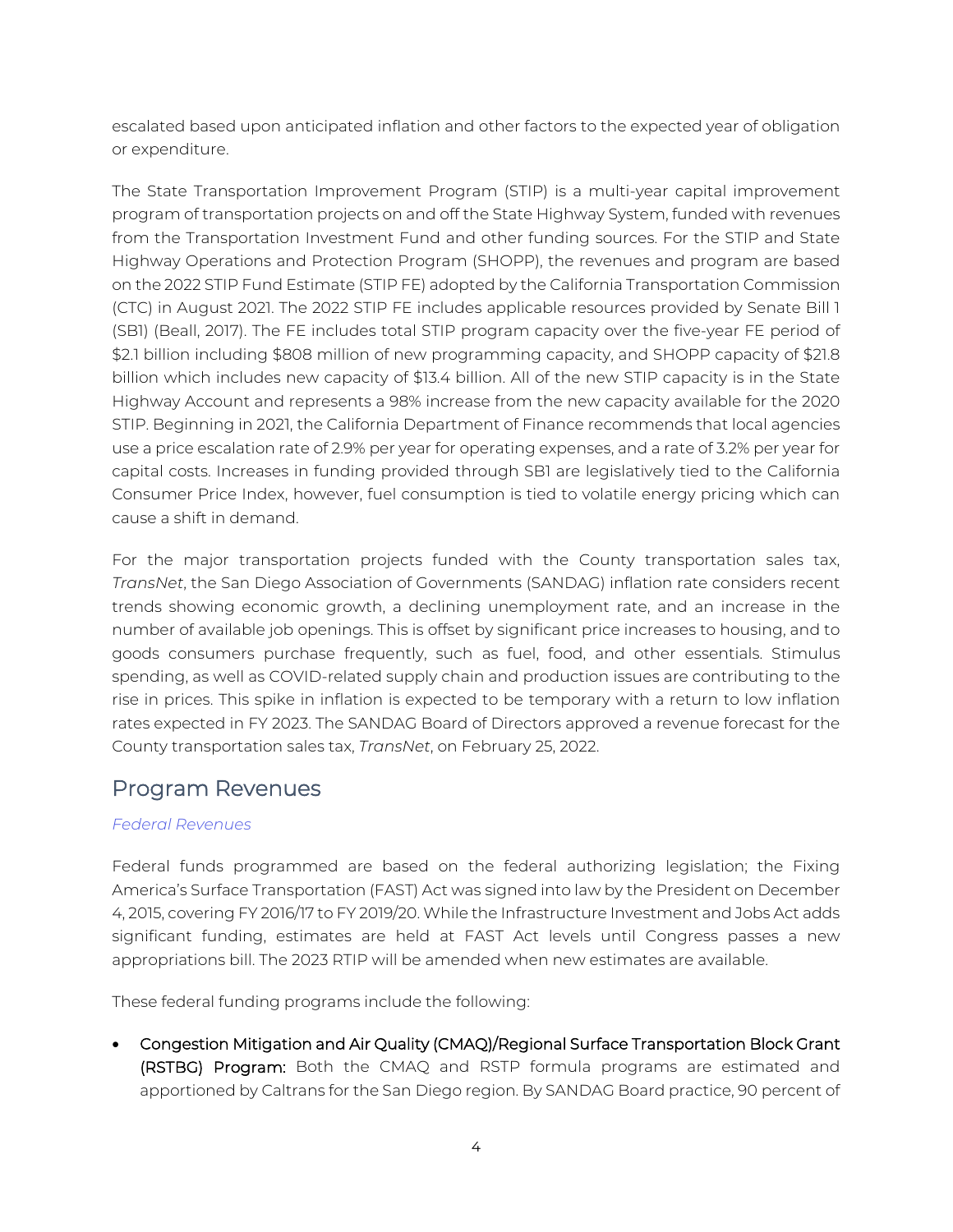escalated based upon anticipated inflation and other factors to the expected year of obligation or expenditure.

The State Transportation Improvement Program (STIP) is a multi-year capital improvement program of transportation projects on and off the State Highway System, funded with revenues from the Transportation Investment Fund and other funding sources. For the STIP and State Highway Operations and Protection Program (SHOPP), the revenues and program are based on the 2022 STIP Fund Estimate (STIP FE) adopted by the California Transportation Commission (CTC) in August 2021. The 2022 STIP FE includes applicable resources provided by Senate Bill 1 (SB1) (Beall, 2017). The FE includes total STIP program capacity over the five-year FE period of $2.1 billion including $808 million of new programming capacity, and SHOPP capacity of $21.8 billion which includes new capacity of $13.4 billion. All of the new STIP capacity is in the State Highway Account and represents a 98% increase from the new capacity available for the 2020 STIP. Beginning in 2021, the California Department of Finance recommends that local agencies use a price escalation rate of 2.9% per year for operating expenses, and a rate of 3.2% per year for capital costs. Increases in funding provided through SB1 are legislatively tied to the California Consumer Price Index, however, fuel consumption is tied to volatile energy pricing which can cause a shift in demand.

For the major transportation projects funded with the County transportation sales tax, *TransNet*, the San Diego Association of Governments (SANDAG) inflation rate considers recent trends showing economic growth, a declining unemployment rate, and an increase in the number of available job openings. This is offset by significant price increases to housing, and to goods consumers purchase frequently, such as fuel, food, and other essentials. Stimulus spending, as well as COVID-related supply chain and production issues are contributing to the rise in prices. This spike in inflation is expected to be temporary with a return to low inflation rates expected in FY 2023. The SANDAG Board of Directors approved a revenue forecast for the County transportation sales tax, *TransNet*, on February 25, 2022.

## Program Revenues

### *Federal Revenues*

Federal funds programmed are based on the federal authorizing legislation; the Fixing America's Surface Transportation (FAST) Act was signed into law by the President on December 4, 2015, covering FY 2016/17 to FY 2019/20. While the Infrastructure Investment and Jobs Act adds significant funding, estimates are held at FAST Act levels until Congress passes a new appropriations bill. The 2023 RTIP will be amended when new estimates are available.

These federal funding programs include the following:

- Congestion Mitigation and Air Quality (CMAQ)/Regional Surface Transportation Block Grant (RSTBG) Program: Both the CMAQ and RSTP formula programs are estimated and apportioned by Caltrans for the San Diego region. By SANDAG Board practice, 90 percent of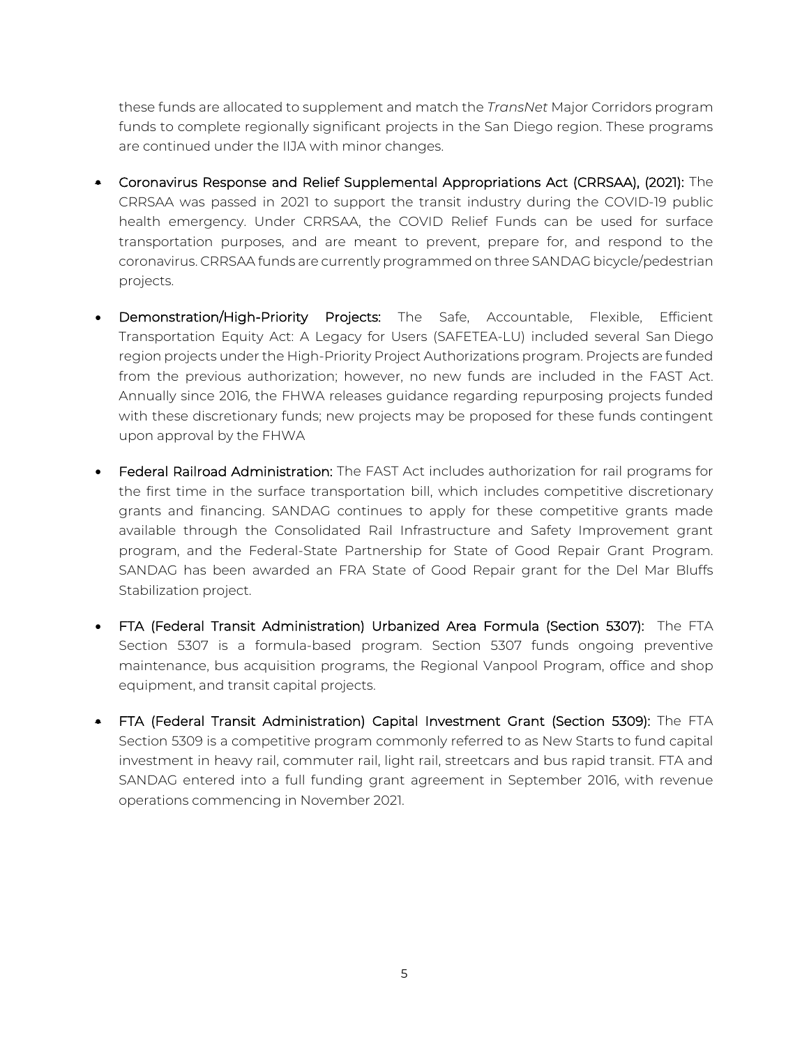these funds are allocated to supplement and match the *TransNet* Major Corridors program funds to complete regionally significant projects in the San Diego region. These programs are continued under the IIJA with minor changes.

- **Coronavirus Response and Relief Supplemental Appropriations Act (CRRSAA), (2021):** The CRRSAA was passed in 2021 to support the transit industry during the COVID-19 public health emergency. Under CRRSAA, the COVID Relief Funds can be used for surface transportation purposes, and are meant to prevent, prepare for, and respond to the coronavirus. CRRSAA funds are currently programmed on three SANDAG bicycle/pedestrian projects.

- **Demonstration/High-Priority Projects:** The Safe, Accountable, Flexible, Efficient Transportation Equity Act: A Legacy for Users (SAFETEA-LU) included several San Diego region projects under the High-Priority Project Authorizations program. Projects are funded from the previous authorization; however, no new funds are included in the FAST Act. Annually since 2016, the FHWA releases guidance regarding repurposing projects funded with these discretionary funds; new projects may be proposed for these funds contingent upon approval by the FHWA

- **Federal Railroad Administration:** The FAST Act includes authorization for rail programs for the first time in the surface transportation bill, which includes competitive discretionary grants and financing. SANDAG continues to apply for these competitive grants made available through the Consolidated Rail Infrastructure and Safety Improvement grant program, and the Federal-State Partnership for State of Good Repair Grant Program. SANDAG has been awarded an FRA State of Good Repair grant for the Del Mar Bluffs Stabilization project.

- **FTA (Federal Transit Administration) Urbanized Area Formula (Section 5307):** The FTA Section 5307 is a formula-based program. Section 5307 funds ongoing preventive maintenance, bus acquisition programs, the Regional Vanpool Program, office and shop equipment, and transit capital projects.

- **FTA (Federal Transit Administration) Capital Investment Grant (Section 5309):** The FTA Section 5309 is a competitive program commonly referred to as New Starts to fund capital investment in heavy rail, commuter rail, light rail, streetcars and bus rapid transit. FTA and SANDAG entered into a full funding grant agreement in September 2016, with revenue operations commencing in November 2021.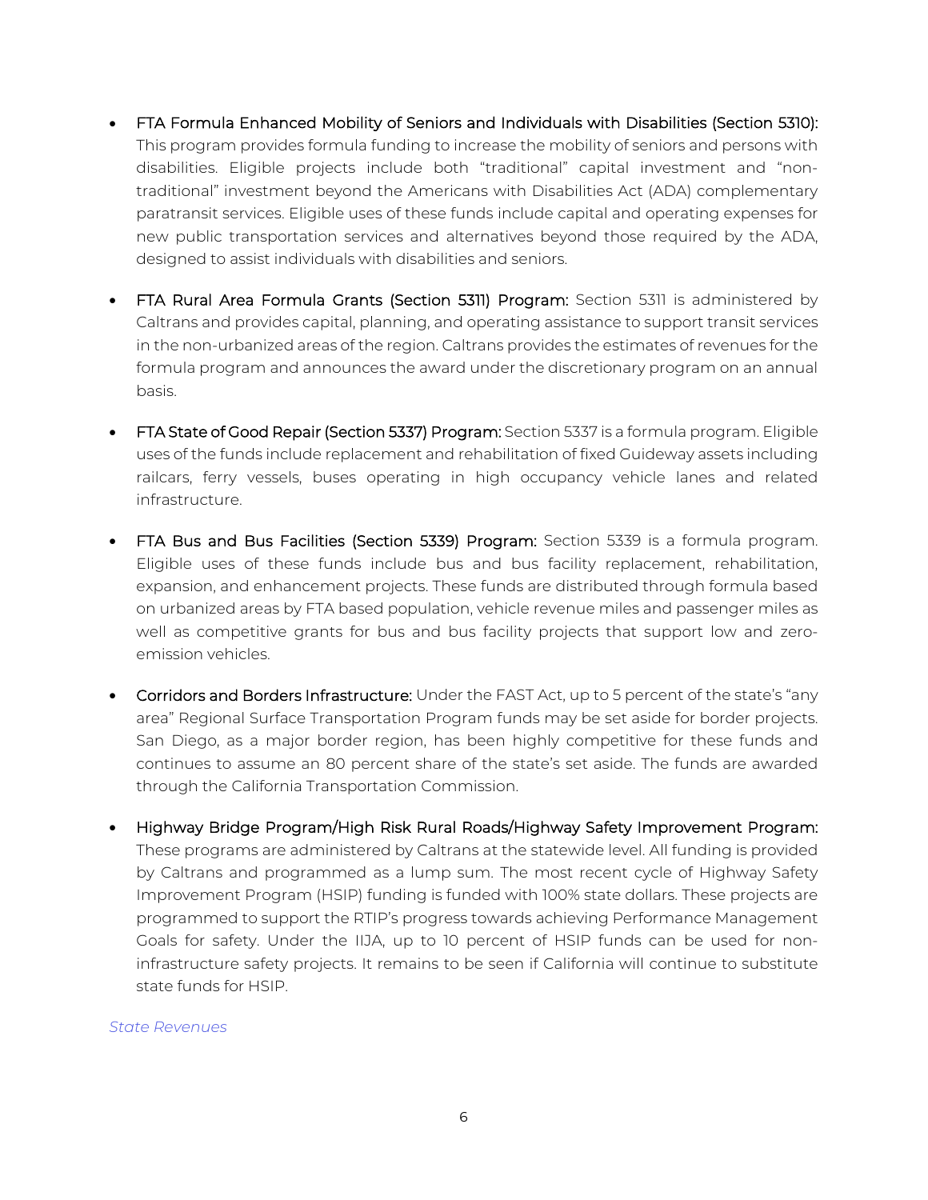- FTA Formula Enhanced Mobility of Seniors and Individuals with Disabilities (Section 5310): This program provides formula funding to increase the mobility of seniors and persons with disabilities. Eligible projects include both “traditional” capital investment and “non-traditional” investment beyond the Americans with Disabilities Act (ADA) complementary paratransit services. Eligible uses of these funds include capital and operating expenses for new public transportation services and alternatives beyond those required by the ADA, designed to assist individuals with disabilities and seniors.

- FTA Rural Area Formula Grants (Section 5311) Program: Section 5311 is administered by Caltrans and provides capital, planning, and operating assistance to support transit services in the non-urbanized areas of the region. Caltrans provides the estimates of revenues for the formula program and announces the award under the discretionary program on an annual basis.

- FTA State of Good Repair (Section 5337) Program: Section 5337 is a formula program. Eligible uses of the funds include replacement and rehabilitation of fixed Guideway assets including railcars, ferry vessels, buses operating in high occupancy vehicle lanes and related infrastructure.

- FTA Bus and Bus Facilities (Section 5339) Program: Section 5339 is a formula program. Eligible uses of these funds include bus and bus facility replacement, rehabilitation, expansion, and enhancement projects. These funds are distributed through formula based on urbanized areas by FTA based population, vehicle revenue miles and passenger miles as well as competitive grants for bus and bus facility projects that support low and zero-emission vehicles.

- Corridors and Borders Infrastructure: Under the FAST Act, up to 5 percent of the state’s “any area” Regional Surface Transportation Program funds may be set aside for border projects. San Diego, as a major border region, has been highly competitive for these funds and continues to assume an 80 percent share of the state’s set aside. The funds are awarded through the California Transportation Commission.

- Highway Bridge Program/High Risk Rural Roads/Highway Safety Improvement Program: These programs are administered by Caltrans at the statewide level. All funding is provided by Caltrans and programmed as a lump sum. The most recent cycle of Highway Safety Improvement Program (HSIP) funding is funded with 100% state dollars. These projects are programmed to support the RTIP’s progress towards achieving Performance Management Goals for safety. Under the IIJA, up to 10 percent of HSIP funds can be used for non-infrastructure safety projects. It remains to be seen if California will continue to substitute state funds for HSIP.

*State Revenues*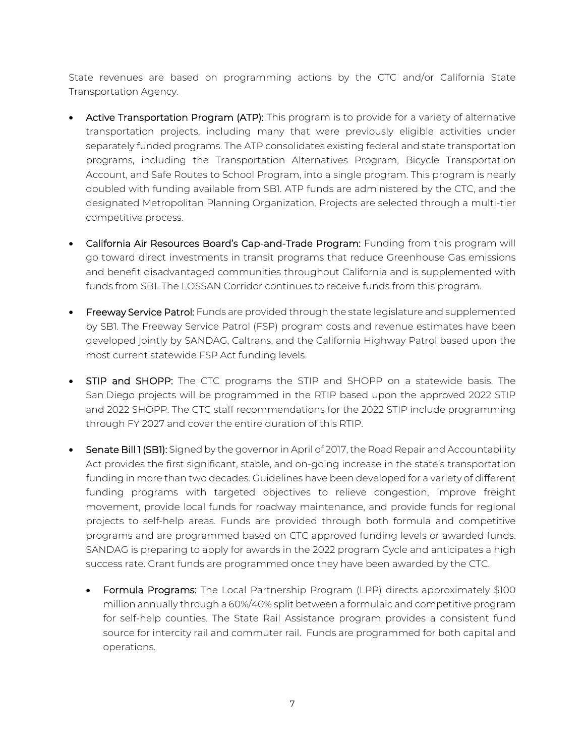State revenues are based on programming actions by the CTC and/or California State Transportation Agency.

- **Active Transportation Program (ATP):** This program is to provide for a variety of alternative transportation projects, including many that were previously eligible activities under separately funded programs. The ATP consolidates existing federal and state transportation programs, including the Transportation Alternatives Program, Bicycle Transportation Account, and Safe Routes to School Program, into a single program. This program is nearly doubled with funding available from SB1. ATP funds are administered by the CTC, and the designated Metropolitan Planning Organization. Projects are selected through a multi-tier competitive process.

- **California Air Resources Board's Cap-and-Trade Program:** Funding from this program will go toward direct investments in transit programs that reduce Greenhouse Gas emissions and benefit disadvantaged communities throughout California and is supplemented with funds from SB1. The LOSSAN Corridor continues to receive funds from this program.

- **Freeway Service Patrol:** Funds are provided through the state legislature and supplemented by SB1. The Freeway Service Patrol (FSP) program costs and revenue estimates have been developed jointly by SANDAG, Caltrans, and the California Highway Patrol based upon the most current statewide FSP Act funding levels.

- **STIP and SHOPP:** The CTC programs the STIP and SHOPP on a statewide basis. The San Diego projects will be programmed in the RTIP based upon the approved 2022 STIP and 2022 SHOPP. The CTC staff recommendations for the 2022 STIP include programming through FY 2027 and cover the entire duration of this RTIP.

- **Senate Bill 1 (SB1):** Signed by the governor in April of 2017, the Road Repair and Accountability Act provides the first significant, stable, and on-going increase in the state's transportation funding in more than two decades. Guidelines have been developed for a variety of different funding programs with targeted objectives to relieve congestion, improve freight movement, provide local funds for roadway maintenance, and provide funds for regional projects to self-help areas. Funds are provided through both formula and competitive programs and are programmed based on CTC approved funding levels or awarded funds. SANDAG is preparing to apply for awards in the 2022 program Cycle and anticipates a high success rate. Grant funds are programmed once they have been awarded by the CTC.

  - **Formula Programs:** The Local Partnership Program (LPP) directs approximately $100 million annually through a 60%/40% split between a formulaic and competitive program for self-help counties. The State Rail Assistance program provides a consistent fund source for intercity rail and commuter rail. Funds are programmed for both capital and operations.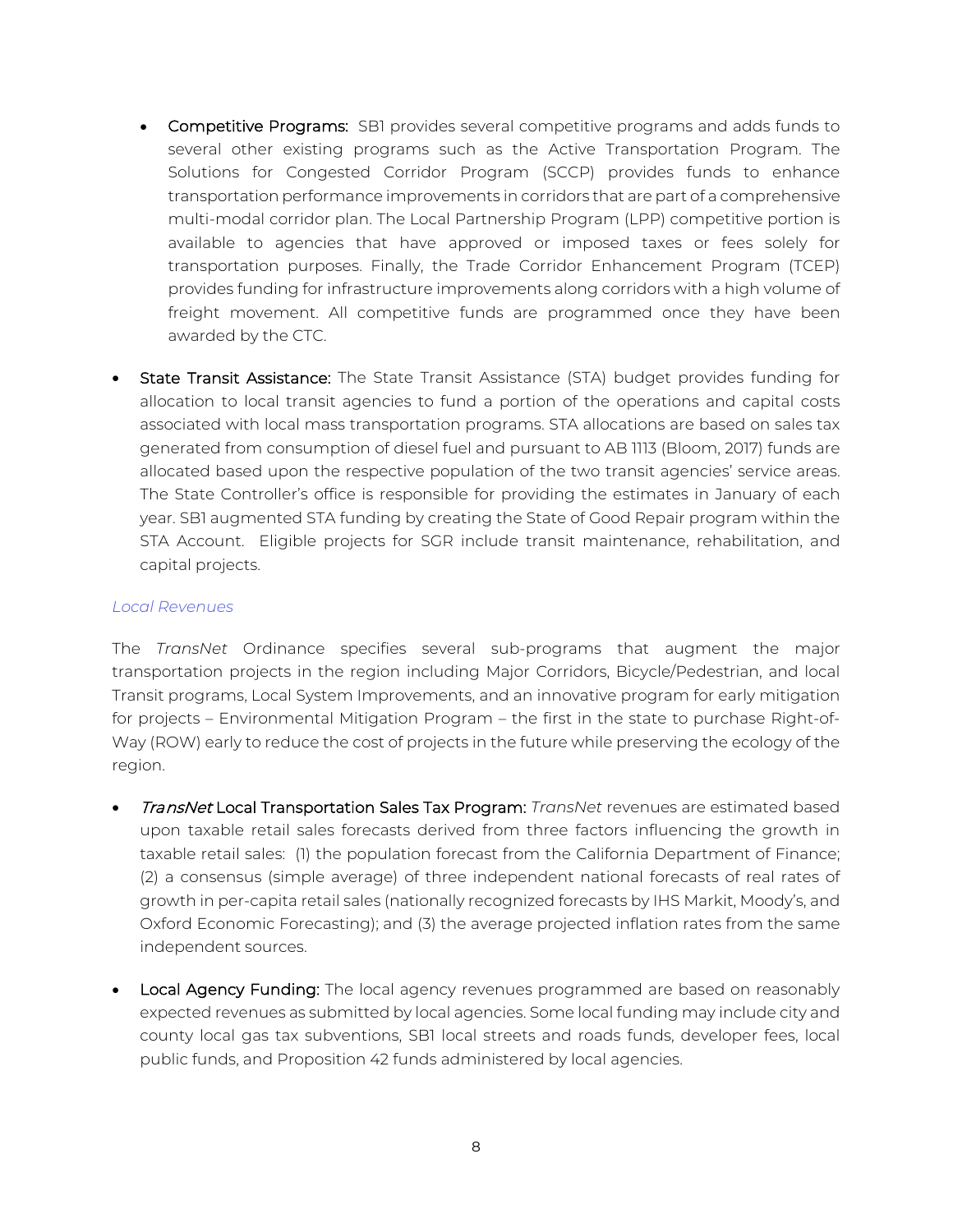- **Competitive Programs:** SB1 provides several competitive programs and adds funds to several other existing programs such as the Active Transportation Program. The Solutions for Congested Corridor Program (SCCP) provides funds to enhance transportation performance improvements in corridors that are part of a comprehensive multi-modal corridor plan. The Local Partnership Program (LPP) competitive portion is available to agencies that have approved or imposed taxes or fees solely for transportation purposes. Finally, the Trade Corridor Enhancement Program (TCEP) provides funding for infrastructure improvements along corridors with a high volume of freight movement. All competitive funds are programmed once they have been awarded by the CTC.

- **State Transit Assistance:** The State Transit Assistance (STA) budget provides funding for allocation to local transit agencies to fund a portion of the operations and capital costs associated with local mass transportation programs. STA allocations are based on sales tax generated from consumption of diesel fuel and pursuant to AB 1113 (Bloom, 2017) funds are allocated based upon the respective population of the two transit agencies' service areas. The State Controller's office is responsible for providing the estimates in January of each year. SB1 augmented STA funding by creating the State of Good Repair program within the STA Account. Eligible projects for SGR include transit maintenance, rehabilitation, and capital projects.

*Local Revenues*

The *TransNet* Ordinance specifies several sub-programs that augment the major transportation projects in the region including Major Corridors, Bicycle/Pedestrian, and local Transit programs, Local System Improvements, and an innovative program for early mitigation for projects – Environmental Mitigation Program – the first in the state to purchase Right-of-Way (ROW) early to reduce the cost of projects in the future while preserving the ecology of the region.

- ***TransNet* Local Transportation Sales Tax Program:** *TransNet* revenues are estimated based upon taxable retail sales forecasts derived from three factors influencing the growth in taxable retail sales: (1) the population forecast from the California Department of Finance; (2) a consensus (simple average) of three independent national forecasts of real rates of growth in per-capita retail sales (nationally recognized forecasts by IHS Markit, Moody's, and Oxford Economic Forecasting); and (3) the average projected inflation rates from the same independent sources.

- **Local Agency Funding:** The local agency revenues programmed are based on reasonably expected revenues as submitted by local agencies. Some local funding may include city and county local gas tax subventions, SB1 local streets and roads funds, developer fees, local public funds, and Proposition 42 funds administered by local agencies.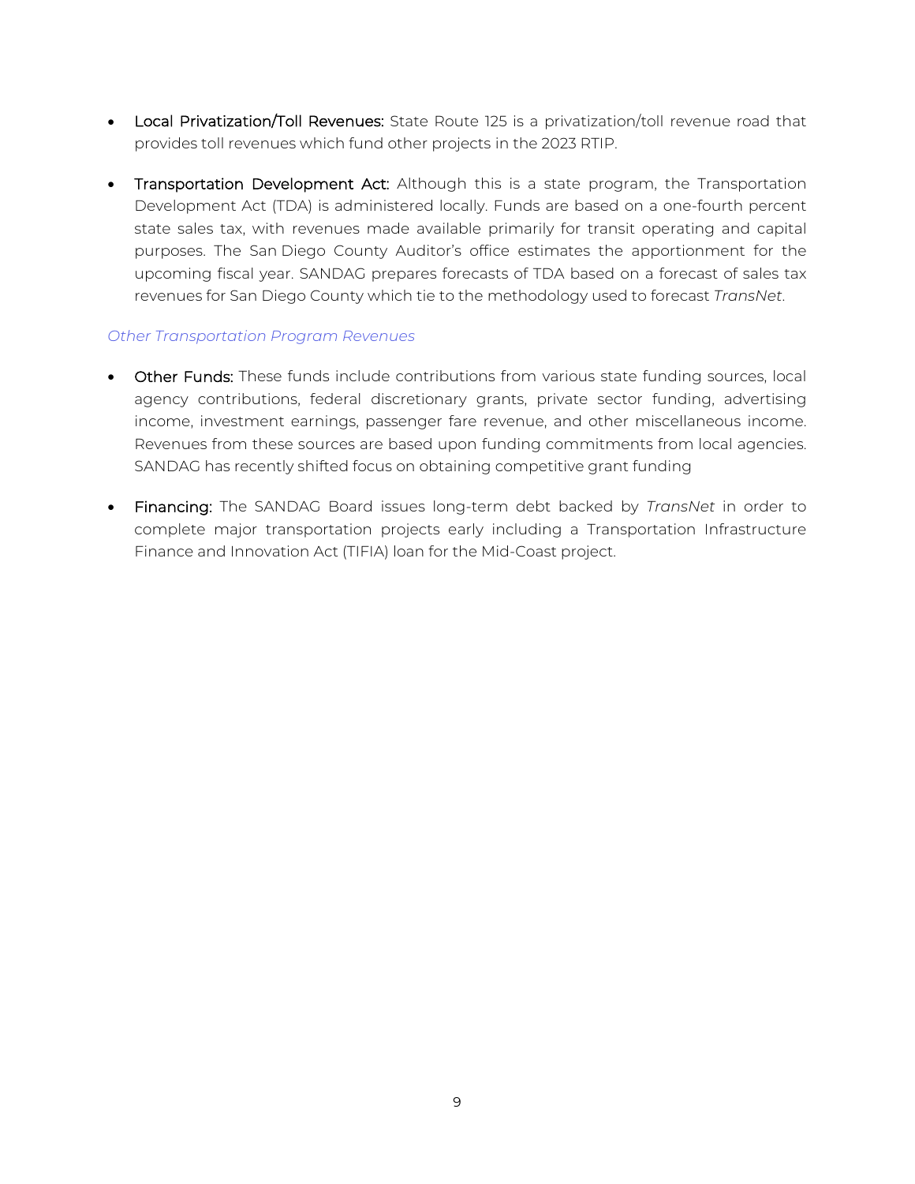- **Local Privatization/Toll Revenues:** State Route 125 is a privatization/toll revenue road that provides toll revenues which fund other projects in the 2023 RTIP.

- **Transportation Development Act:** Although this is a state program, the Transportation Development Act (TDA) is administered locally. Funds are based on a one-fourth percent state sales tax, with revenues made available primarily for transit operating and capital purposes. The San Diego County Auditor's office estimates the apportionment for the upcoming fiscal year. SANDAG prepares forecasts of TDA based on a forecast of sales tax revenues for San Diego County which tie to the methodology used to forecast *TransNet*.

*Other Transportation Program Revenues*

- **Other Funds:** These funds include contributions from various state funding sources, local agency contributions, federal discretionary grants, private sector funding, advertising income, investment earnings, passenger fare revenue, and other miscellaneous income. Revenues from these sources are based upon funding commitments from local agencies. SANDAG has recently shifted focus on obtaining competitive grant funding

- **Financing:** The SANDAG Board issues long-term debt backed by *TransNet* in order to complete major transportation projects early including a Transportation Infrastructure Finance and Innovation Act (TIFIA) loan for the Mid-Coast project.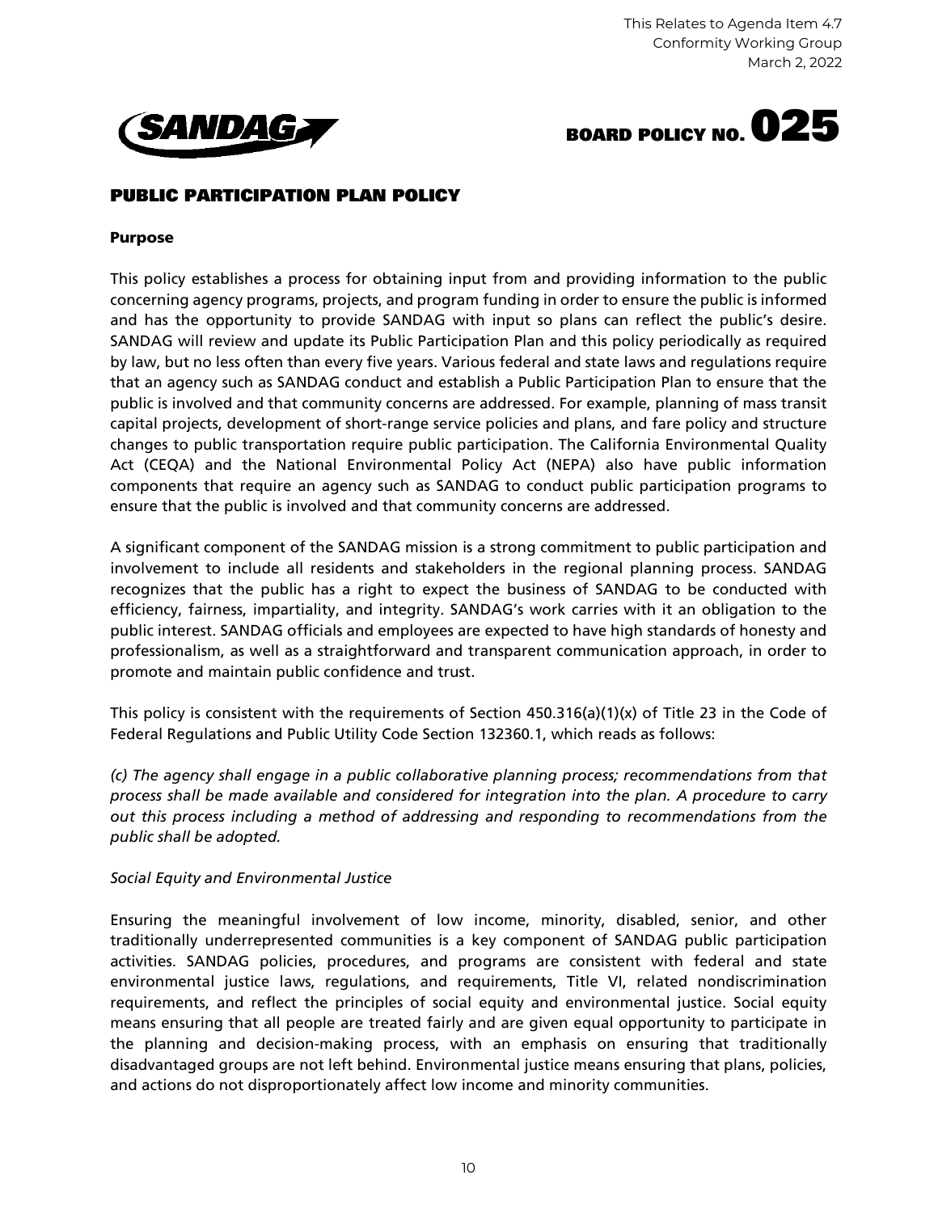This Relates to Agenda Item 4.7
Conformity Working Group
March 2, 2022

SANDAG

# BOARD POLICY NO. 025

## PUBLIC PARTICIPATION PLAN POLICY

### Purpose

This policy establishes a process for obtaining input from and providing information to the public concerning agency programs, projects, and program funding in order to ensure the public is informed and has the opportunity to provide SANDAG with input so plans can reflect the public's desire. SANDAG will review and update its Public Participation Plan and this policy periodically as required by law, but no less often than every five years. Various federal and state laws and regulations require that an agency such as SANDAG conduct and establish a Public Participation Plan to ensure that the public is involved and that community concerns are addressed. For example, planning of mass transit capital projects, development of short-range service policies and plans, and fare policy and structure changes to public transportation require public participation. The California Environmental Quality Act (CEQA) and the National Environmental Policy Act (NEPA) also have public information components that require an agency such as SANDAG to conduct public participation programs to ensure that the public is involved and that community concerns are addressed.

A significant component of the SANDAG mission is a strong commitment to public participation and involvement to include all residents and stakeholders in the regional planning process. SANDAG recognizes that the public has a right to expect the business of SANDAG to be conducted with efficiency, fairness, impartiality, and integrity. SANDAG's work carries with it an obligation to the public interest. SANDAG officials and employees are expected to have high standards of honesty and professionalism, as well as a straightforward and transparent communication approach, in order to promote and maintain public confidence and trust.

This policy is consistent with the requirements of Section 450.316(a)(1)(x) of Title 23 in the Code of Federal Regulations and Public Utility Code Section 132360.1, which reads as follows:

*(c) The agency shall engage in a public collaborative planning process; recommendations from that process shall be made available and considered for integration into the plan. A procedure to carry out this process including a method of addressing and responding to recommendations from the public shall be adopted.*

*Social Equity and Environmental Justice*

Ensuring the meaningful involvement of low income, minority, disabled, senior, and other traditionally underrepresented communities is a key component of SANDAG public participation activities. SANDAG policies, procedures, and programs are consistent with federal and state environmental justice laws, regulations, and requirements, Title VI, related nondiscrimination requirements, and reflect the principles of social equity and environmental justice. Social equity means ensuring that all people are treated fairly and are given equal opportunity to participate in the planning and decision-making process, with an emphasis on ensuring that traditionally disadvantaged groups are not left behind. Environmental justice means ensuring that plans, policies, and actions do not disproportionately affect low income and minority communities.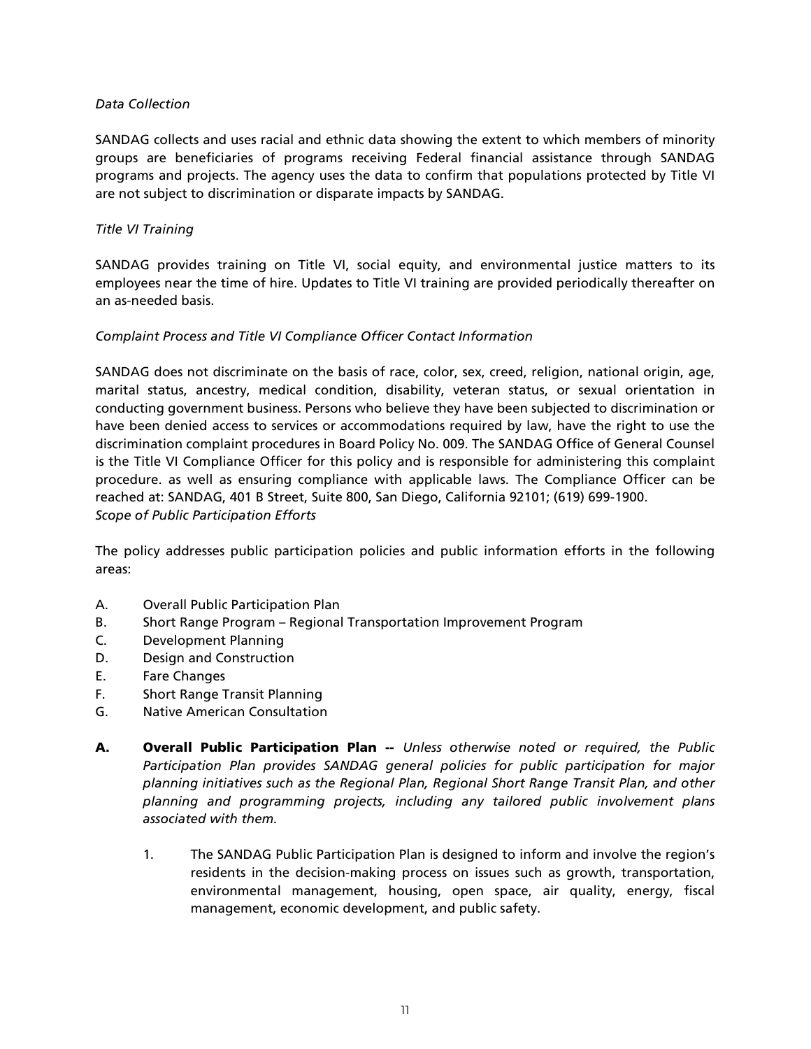*Data Collection*

SANDAG collects and uses racial and ethnic data showing the extent to which members of minority groups are beneficiaries of programs receiving Federal financial assistance through SANDAG programs and projects. The agency uses the data to confirm that populations protected by Title VI are not subject to discrimination or disparate impacts by SANDAG.

*Title VI Training*

SANDAG provides training on Title VI, social equity, and environmental justice matters to its employees near the time of hire. Updates to Title VI training are provided periodically thereafter on an as-needed basis.

*Complaint Process and Title VI Compliance Officer Contact Information*

SANDAG does not discriminate on the basis of race, color, sex, creed, religion, national origin, age, marital status, ancestry, medical condition, disability, veteran status, or sexual orientation in conducting government business. Persons who believe they have been subjected to discrimination or have been denied access to services or accommodations required by law, have the right to use the discrimination complaint procedures in Board Policy No. 009. The SANDAG Office of General Counsel is the Title VI Compliance Officer for this policy and is responsible for administering this complaint procedure. as well as ensuring compliance with applicable laws. The Compliance Officer can be reached at: SANDAG, 401 B Street, Suite 800, San Diego, California 92101; (619) 699-1900.

*Scope of Public Participation Efforts*

The policy addresses public participation policies and public information efforts in the following areas:

A. Overall Public Participation Plan
B. Short Range Program – Regional Transportation Improvement Program
C. Development Planning
D. Design and Construction
E. Fare Changes
F. Short Range Transit Planning
G. Native American Consultation

**A. Overall Public Participation Plan --** *Unless otherwise noted or required, the Public Participation Plan provides SANDAG general policies for public participation for major planning initiatives such as the Regional Plan, Regional Short Range Transit Plan, and other planning and programming projects, including any tailored public involvement plans associated with them.*

1. The SANDAG Public Participation Plan is designed to inform and involve the region's residents in the decision-making process on issues such as growth, transportation, environmental management, housing, open space, air quality, energy, fiscal management, economic development, and public safety.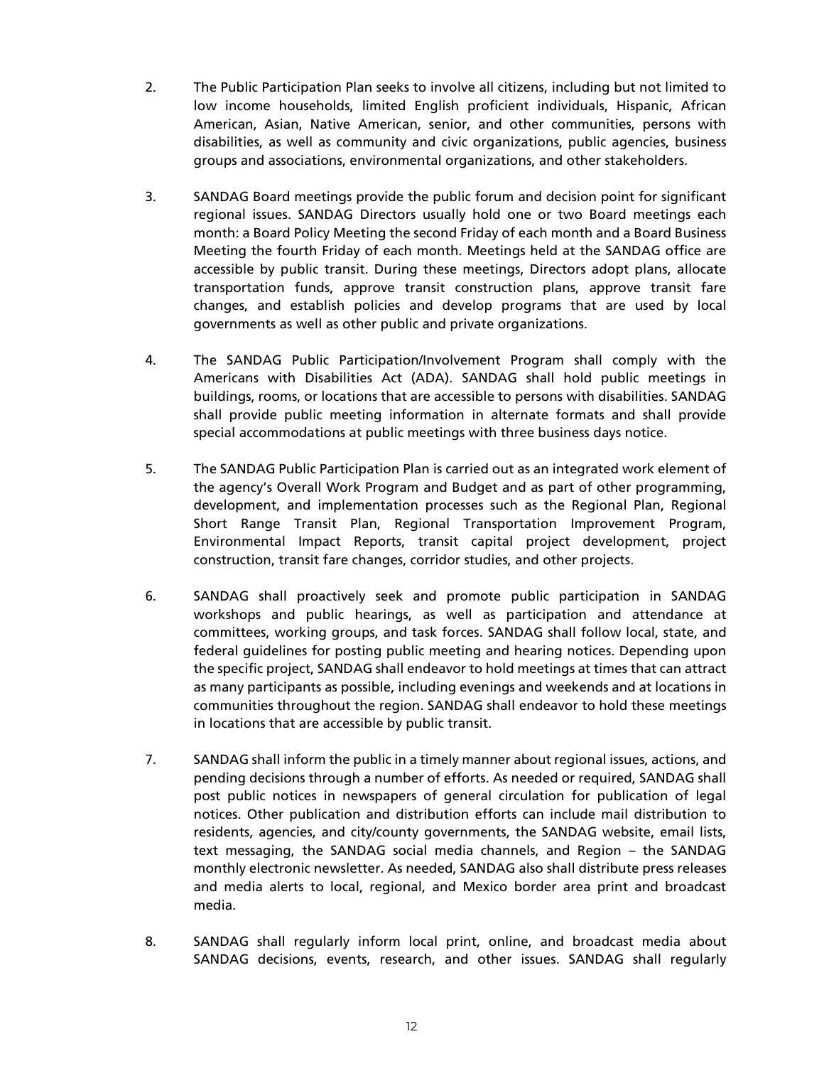2. The Public Participation Plan seeks to involve all citizens, including but not limited to low income households, limited English proficient individuals, Hispanic, African American, Asian, Native American, senior, and other communities, persons with disabilities, as well as community and civic organizations, public agencies, business groups and associations, environmental organizations, and other stakeholders.

3. SANDAG Board meetings provide the public forum and decision point for significant regional issues. SANDAG Directors usually hold one or two Board meetings each month: a Board Policy Meeting the second Friday of each month and a Board Business Meeting the fourth Friday of each month. Meetings held at the SANDAG office are accessible by public transit. During these meetings, Directors adopt plans, allocate transportation funds, approve transit construction plans, approve transit fare changes, and establish policies and develop programs that are used by local governments as well as other public and private organizations.

4. The SANDAG Public Participation/Involvement Program shall comply with the Americans with Disabilities Act (ADA). SANDAG shall hold public meetings in buildings, rooms, or locations that are accessible to persons with disabilities. SANDAG shall provide public meeting information in alternate formats and shall provide special accommodations at public meetings with three business days notice.

5. The SANDAG Public Participation Plan is carried out as an integrated work element of the agency's Overall Work Program and Budget and as part of other programming, development, and implementation processes such as the Regional Plan, Regional Short Range Transit Plan, Regional Transportation Improvement Program, Environmental Impact Reports, transit capital project development, project construction, transit fare changes, corridor studies, and other projects.

6. SANDAG shall proactively seek and promote public participation in SANDAG workshops and public hearings, as well as participation and attendance at committees, working groups, and task forces. SANDAG shall follow local, state, and federal guidelines for posting public meeting and hearing notices. Depending upon the specific project, SANDAG shall endeavor to hold meetings at times that can attract as many participants as possible, including evenings and weekends and at locations in communities throughout the region. SANDAG shall endeavor to hold these meetings in locations that are accessible by public transit.

7. SANDAG shall inform the public in a timely manner about regional issues, actions, and pending decisions through a number of efforts. As needed or required, SANDAG shall post public notices in newspapers of general circulation for publication of legal notices. Other publication and distribution efforts can include mail distribution to residents, agencies, and city/county governments, the SANDAG website, email lists, text messaging, the SANDAG social media channels, and Region – the SANDAG monthly electronic newsletter. As needed, SANDAG also shall distribute press releases and media alerts to local, regional, and Mexico border area print and broadcast media.

8. SANDAG shall regularly inform local print, online, and broadcast media about SANDAG decisions, events, research, and other issues. SANDAG shall regularly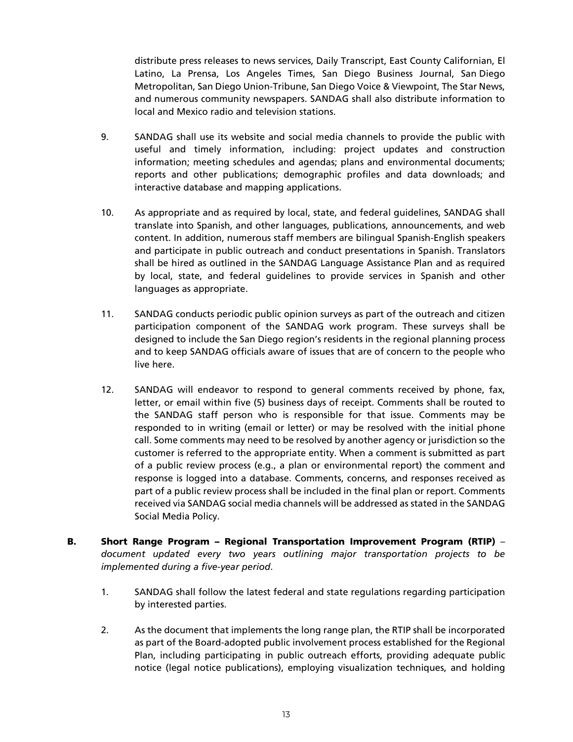distribute press releases to news services, Daily Transcript, East County Californian, El Latino, La Prensa, Los Angeles Times, San Diego Business Journal, San Diego Metropolitan, San Diego Union-Tribune, San Diego Voice & Viewpoint, The Star News, and numerous community newspapers. SANDAG shall also distribute information to local and Mexico radio and television stations.

9. SANDAG shall use its website and social media channels to provide the public with useful and timely information, including: project updates and construction information; meeting schedules and agendas; plans and environmental documents; reports and other publications; demographic profiles and data downloads; and interactive database and mapping applications.

10. As appropriate and as required by local, state, and federal guidelines, SANDAG shall translate into Spanish, and other languages, publications, announcements, and web content. In addition, numerous staff members are bilingual Spanish-English speakers and participate in public outreach and conduct presentations in Spanish. Translators shall be hired as outlined in the SANDAG Language Assistance Plan and as required by local, state, and federal guidelines to provide services in Spanish and other languages as appropriate.

11. SANDAG conducts periodic public opinion surveys as part of the outreach and citizen participation component of the SANDAG work program. These surveys shall be designed to include the San Diego region's residents in the regional planning process and to keep SANDAG officials aware of issues that are of concern to the people who live here.

12. SANDAG will endeavor to respond to general comments received by phone, fax, letter, or email within five (5) business days of receipt. Comments shall be routed to the SANDAG staff person who is responsible for that issue. Comments may be responded to in writing (email or letter) or may be resolved with the initial phone call. Some comments may need to be resolved by another agency or jurisdiction so the customer is referred to the appropriate entity. When a comment is submitted as part of a public review process (e.g., a plan or environmental report) the comment and response is logged into a database. Comments, concerns, and responses received as part of a public review process shall be included in the final plan or report. Comments received via SANDAG social media channels will be addressed as stated in the SANDAG Social Media Policy.

**B. Short Range Program – Regional Transportation Improvement Program (RTIP)** – *document updated every two years outlining major transportation projects to be implemented during a five-year period*.

1. SANDAG shall follow the latest federal and state regulations regarding participation by interested parties.

2. As the document that implements the long range plan, the RTIP shall be incorporated as part of the Board-adopted public involvement process established for the Regional Plan, including participating in public outreach efforts, providing adequate public notice (legal notice publications), employing visualization techniques, and holding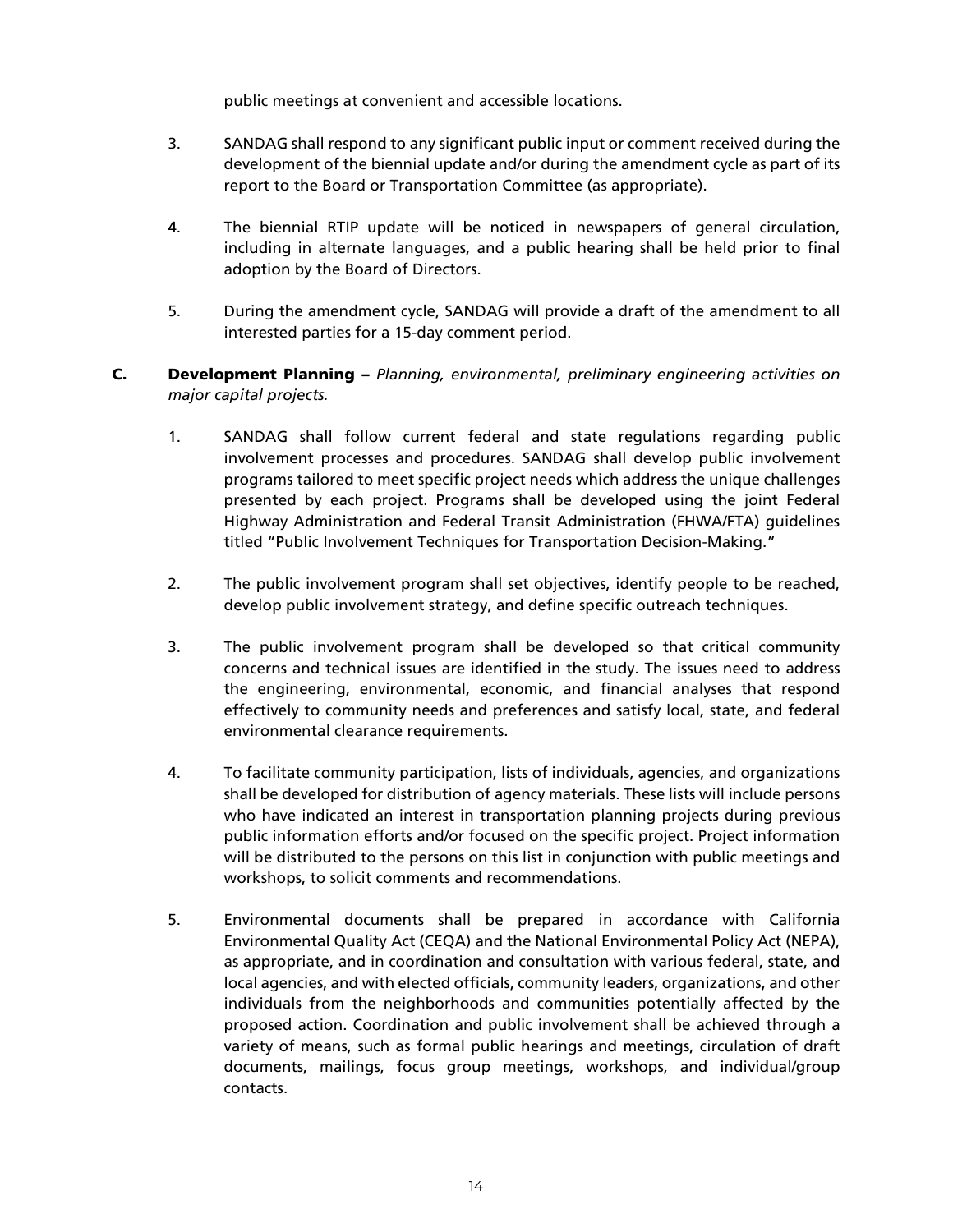public meetings at convenient and accessible locations.

3. SANDAG shall respond to any significant public input or comment received during the development of the biennial update and/or during the amendment cycle as part of its report to the Board or Transportation Committee (as appropriate).

4. The biennial RTIP update will be noticed in newspapers of general circulation, including in alternate languages, and a public hearing shall be held prior to final adoption by the Board of Directors.

5. During the amendment cycle, SANDAG will provide a draft of the amendment to all interested parties for a 15-day comment period.

**C. Development Planning** – *Planning, environmental, preliminary engineering activities on major capital projects.*

1. SANDAG shall follow current federal and state regulations regarding public involvement processes and procedures. SANDAG shall develop public involvement programs tailored to meet specific project needs which address the unique challenges presented by each project. Programs shall be developed using the joint Federal Highway Administration and Federal Transit Administration (FHWA/FTA) guidelines titled "Public Involvement Techniques for Transportation Decision-Making."

2. The public involvement program shall set objectives, identify people to be reached, develop public involvement strategy, and define specific outreach techniques.

3. The public involvement program shall be developed so that critical community concerns and technical issues are identified in the study. The issues need to address the engineering, environmental, economic, and financial analyses that respond effectively to community needs and preferences and satisfy local, state, and federal environmental clearance requirements.

4. To facilitate community participation, lists of individuals, agencies, and organizations shall be developed for distribution of agency materials. These lists will include persons who have indicated an interest in transportation planning projects during previous public information efforts and/or focused on the specific project. Project information will be distributed to the persons on this list in conjunction with public meetings and workshops, to solicit comments and recommendations.

5. Environmental documents shall be prepared in accordance with California Environmental Quality Act (CEQA) and the National Environmental Policy Act (NEPA), as appropriate, and in coordination and consultation with various federal, state, and local agencies, and with elected officials, community leaders, organizations, and other individuals from the neighborhoods and communities potentially affected by the proposed action. Coordination and public involvement shall be achieved through a variety of means, such as formal public hearings and meetings, circulation of draft documents, mailings, focus group meetings, workshops, and individual/group contacts.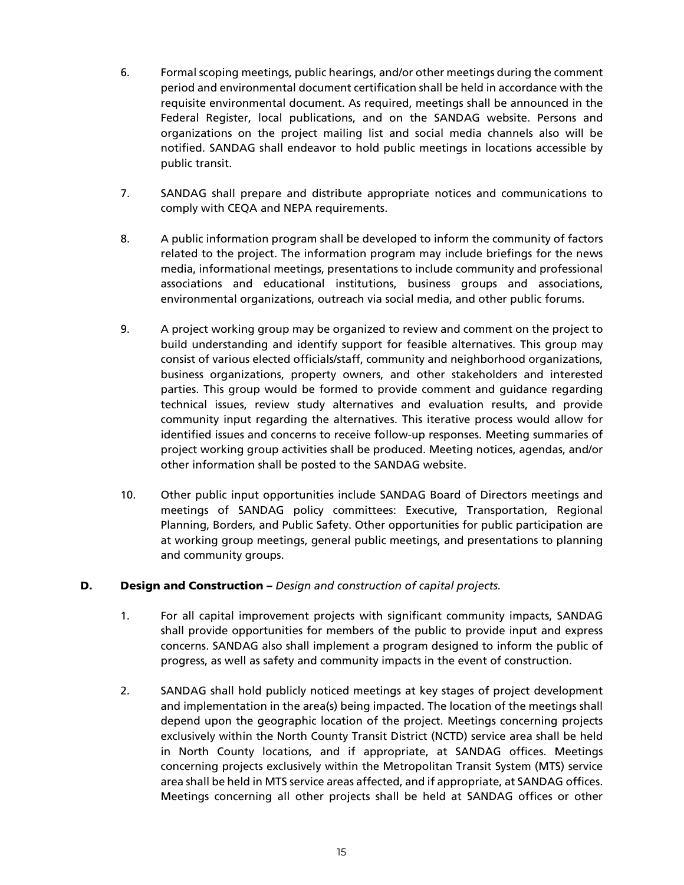6. Formal scoping meetings, public hearings, and/or other meetings during the comment period and environmental document certification shall be held in accordance with the requisite environmental document. As required, meetings shall be announced in the Federal Register, local publications, and on the SANDAG website. Persons and organizations on the project mailing list and social media channels also will be notified. SANDAG shall endeavor to hold public meetings in locations accessible by public transit.

7. SANDAG shall prepare and distribute appropriate notices and communications to comply with CEQA and NEPA requirements.

8. A public information program shall be developed to inform the community of factors related to the project. The information program may include briefings for the news media, informational meetings, presentations to include community and professional associations and educational institutions, business groups and associations, environmental organizations, outreach via social media, and other public forums.

9. A project working group may be organized to review and comment on the project to build understanding and identify support for feasible alternatives. This group may consist of various elected officials/staff, community and neighborhood organizations, business organizations, property owners, and other stakeholders and interested parties. This group would be formed to provide comment and guidance regarding technical issues, review study alternatives and evaluation results, and provide community input regarding the alternatives. This iterative process would allow for identified issues and concerns to receive follow-up responses. Meeting summaries of project working group activities shall be produced. Meeting notices, agendas, and/or other information shall be posted to the SANDAG website.

10. Other public input opportunities include SANDAG Board of Directors meetings and meetings of SANDAG policy committees: Executive, Transportation, Regional Planning, Borders, and Public Safety. Other opportunities for public participation are at working group meetings, general public meetings, and presentations to planning and community groups.

**D. Design and Construction –** *Design and construction of capital projects.*

1. For all capital improvement projects with significant community impacts, SANDAG shall provide opportunities for members of the public to provide input and express concerns. SANDAG also shall implement a program designed to inform the public of progress, as well as safety and community impacts in the event of construction.

2. SANDAG shall hold publicly noticed meetings at key stages of project development and implementation in the area(s) being impacted. The location of the meetings shall depend upon the geographic location of the project. Meetings concerning projects exclusively within the North County Transit District (NCTD) service area shall be held in North County locations, and if appropriate, at SANDAG offices. Meetings concerning projects exclusively within the Metropolitan Transit System (MTS) service area shall be held in MTS service areas affected, and if appropriate, at SANDAG offices. Meetings concerning all other projects shall be held at SANDAG offices or other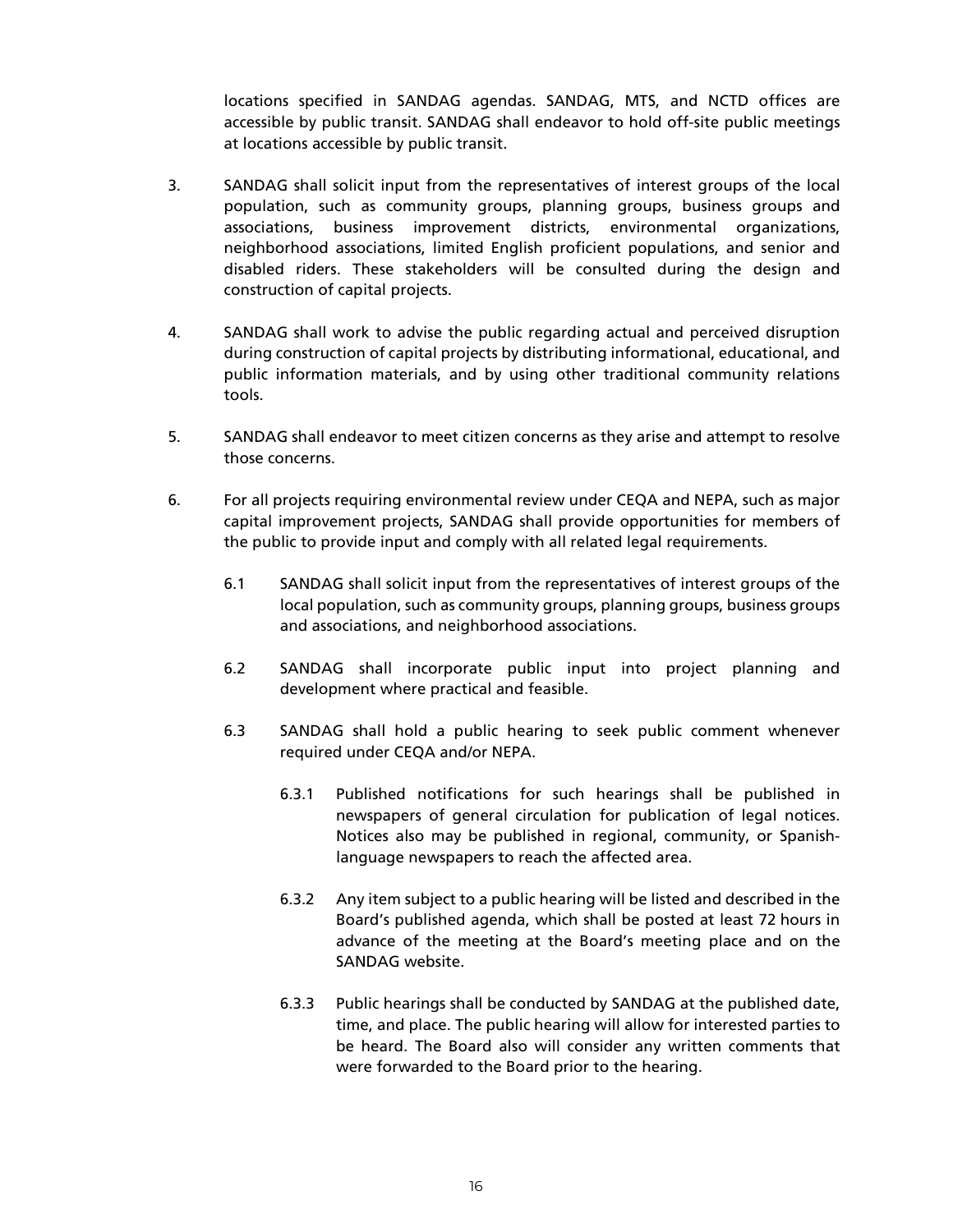locations specified in SANDAG agendas. SANDAG, MTS, and NCTD offices are accessible by public transit. SANDAG shall endeavor to hold off-site public meetings at locations accessible by public transit.

3. SANDAG shall solicit input from the representatives of interest groups of the local population, such as community groups, planning groups, business groups and associations, business improvement districts, environmental organizations, neighborhood associations, limited English proficient populations, and senior and disabled riders. These stakeholders will be consulted during the design and construction of capital projects.

4. SANDAG shall work to advise the public regarding actual and perceived disruption during construction of capital projects by distributing informational, educational, and public information materials, and by using other traditional community relations tools.

5. SANDAG shall endeavor to meet citizen concerns as they arise and attempt to resolve those concerns.

6. For all projects requiring environmental review under CEQA and NEPA, such as major capital improvement projects, SANDAG shall provide opportunities for members of the public to provide input and comply with all related legal requirements.

   6.1 SANDAG shall solicit input from the representatives of interest groups of the local population, such as community groups, planning groups, business groups and associations, and neighborhood associations.

   6.2 SANDAG shall incorporate public input into project planning and development where practical and feasible.

   6.3 SANDAG shall hold a public hearing to seek public comment whenever required under CEQA and/or NEPA.

      6.3.1 Published notifications for such hearings shall be published in newspapers of general circulation for publication of legal notices. Notices also may be published in regional, community, or Spanish-language newspapers to reach the affected area.

      6.3.2 Any item subject to a public hearing will be listed and described in the Board's published agenda, which shall be posted at least 72 hours in advance of the meeting at the Board's meeting place and on the SANDAG website.

      6.3.3 Public hearings shall be conducted by SANDAG at the published date, time, and place. The public hearing will allow for interested parties to be heard. The Board also will consider any written comments that were forwarded to the Board prior to the hearing.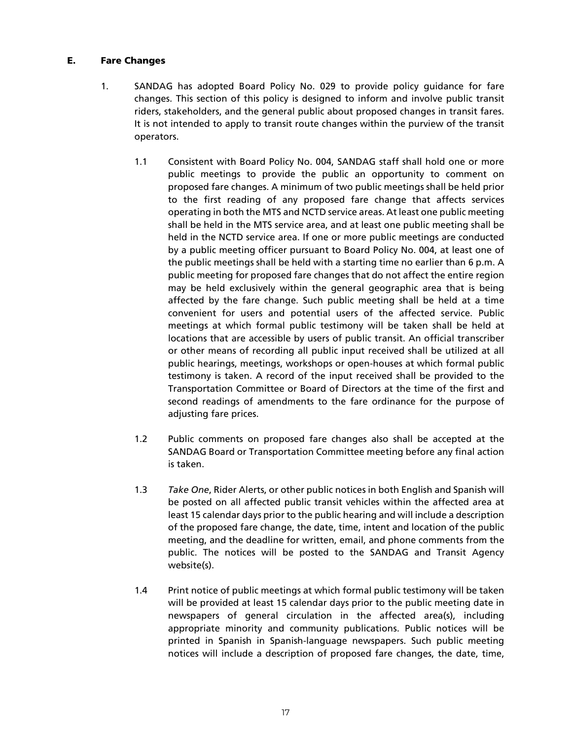## E. Fare Changes

1. SANDAG has adopted Board Policy No. 029 to provide policy guidance for fare changes. This section of this policy is designed to inform and involve public transit riders, stakeholders, and the general public about proposed changes in transit fares. It is not intended to apply to transit route changes within the purview of the transit operators.

   1.1 Consistent with Board Policy No. 004, SANDAG staff shall hold one or more public meetings to provide the public an opportunity to comment on proposed fare changes. A minimum of two public meetings shall be held prior to the first reading of any proposed fare change that affects services operating in both the MTS and NCTD service areas. At least one public meeting shall be held in the MTS service area, and at least one public meeting shall be held in the NCTD service area. If one or more public meetings are conducted by a public meeting officer pursuant to Board Policy No. 004, at least one of the public meetings shall be held with a starting time no earlier than 6 p.m. A public meeting for proposed fare changes that do not affect the entire region may be held exclusively within the general geographic area that is being affected by the fare change. Such public meeting shall be held at a time convenient for users and potential users of the affected service. Public meetings at which formal public testimony will be taken shall be held at locations that are accessible by users of public transit. An official transcriber or other means of recording all public input received shall be utilized at all public hearings, meetings, workshops or open-houses at which formal public testimony is taken. A record of the input received shall be provided to the Transportation Committee or Board of Directors at the time of the first and second readings of amendments to the fare ordinance for the purpose of adjusting fare prices.

   1.2 Public comments on proposed fare changes also shall be accepted at the SANDAG Board or Transportation Committee meeting before any final action is taken.

   1.3 *Take One*, Rider Alerts, or other public notices in both English and Spanish will be posted on all affected public transit vehicles within the affected area at least 15 calendar days prior to the public hearing and will include a description of the proposed fare change, the date, time, intent and location of the public meeting, and the deadline for written, email, and phone comments from the public. The notices will be posted to the SANDAG and Transit Agency website(s).

   1.4 Print notice of public meetings at which formal public testimony will be taken will be provided at least 15 calendar days prior to the public meeting date in newspapers of general circulation in the affected area(s), including appropriate minority and community publications. Public notices will be printed in Spanish in Spanish-language newspapers. Such public meeting notices will include a description of proposed fare changes, the date, time,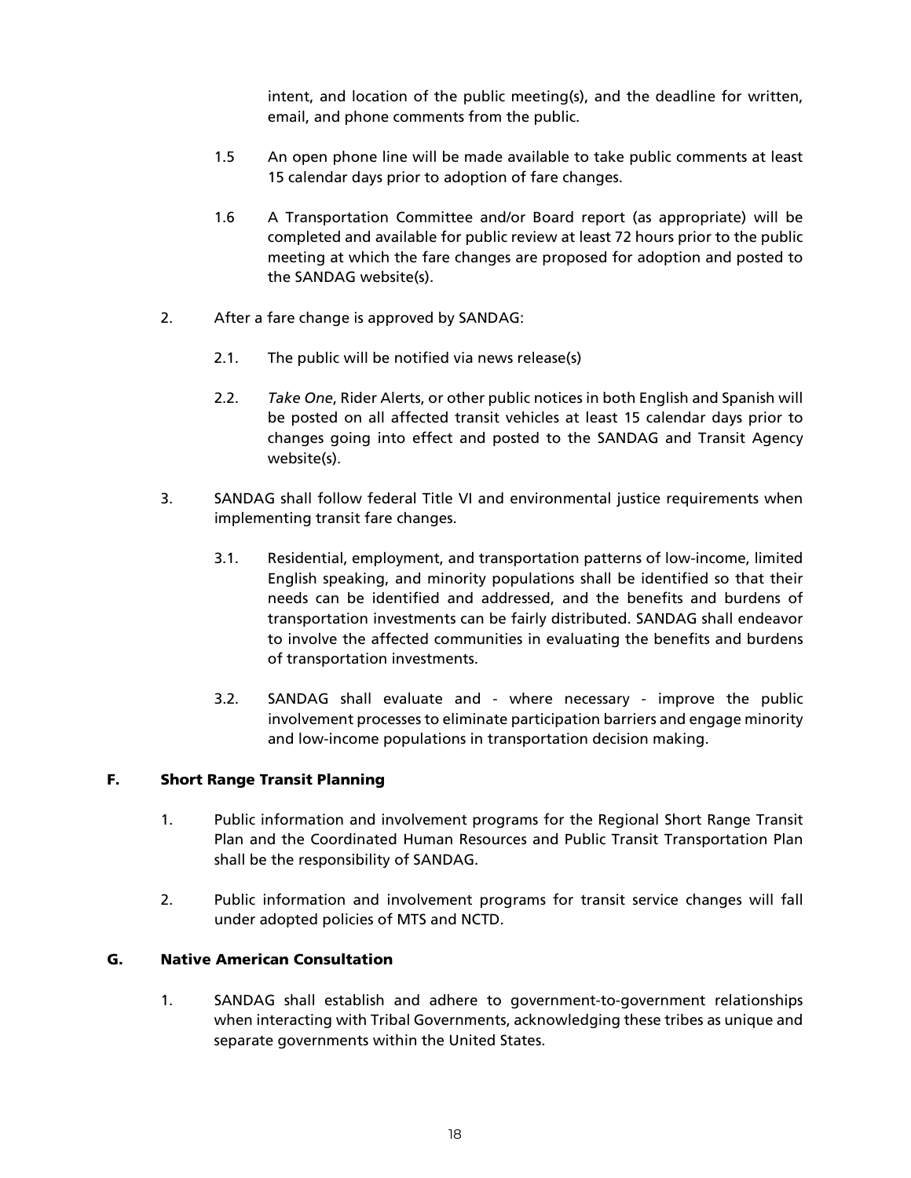intent, and location of the public meeting(s), and the deadline for written, email, and phone comments from the public.

1.5 An open phone line will be made available to take public comments at least 15 calendar days prior to adoption of fare changes.

1.6 A Transportation Committee and/or Board report (as appropriate) will be completed and available for public review at least 72 hours prior to the public meeting at which the fare changes are proposed for adoption and posted to the SANDAG website(s).

2. After a fare change is approved by SANDAG:

   2.1. The public will be notified via news release(s)

   2.2. *Take One*, Rider Alerts, or other public notices in both English and Spanish will be posted on all affected transit vehicles at least 15 calendar days prior to changes going into effect and posted to the SANDAG and Transit Agency website(s).

3. SANDAG shall follow federal Title VI and environmental justice requirements when implementing transit fare changes.

   3.1. Residential, employment, and transportation patterns of low-income, limited English speaking, and minority populations shall be identified so that their needs can be identified and addressed, and the benefits and burdens of transportation investments can be fairly distributed. SANDAG shall endeavor to involve the affected communities in evaluating the benefits and burdens of transportation investments.

   3.2. SANDAG shall evaluate and - where necessary - improve the public involvement processes to eliminate participation barriers and engage minority and low-income populations in transportation decision making.

### F. Short Range Transit Planning

1. Public information and involvement programs for the Regional Short Range Transit Plan and the Coordinated Human Resources and Public Transit Transportation Plan shall be the responsibility of SANDAG.

2. Public information and involvement programs for transit service changes will fall under adopted policies of MTS and NCTD.

### G. Native American Consultation

1. SANDAG shall establish and adhere to government-to-government relationships when interacting with Tribal Governments, acknowledging these tribes as unique and separate governments within the United States.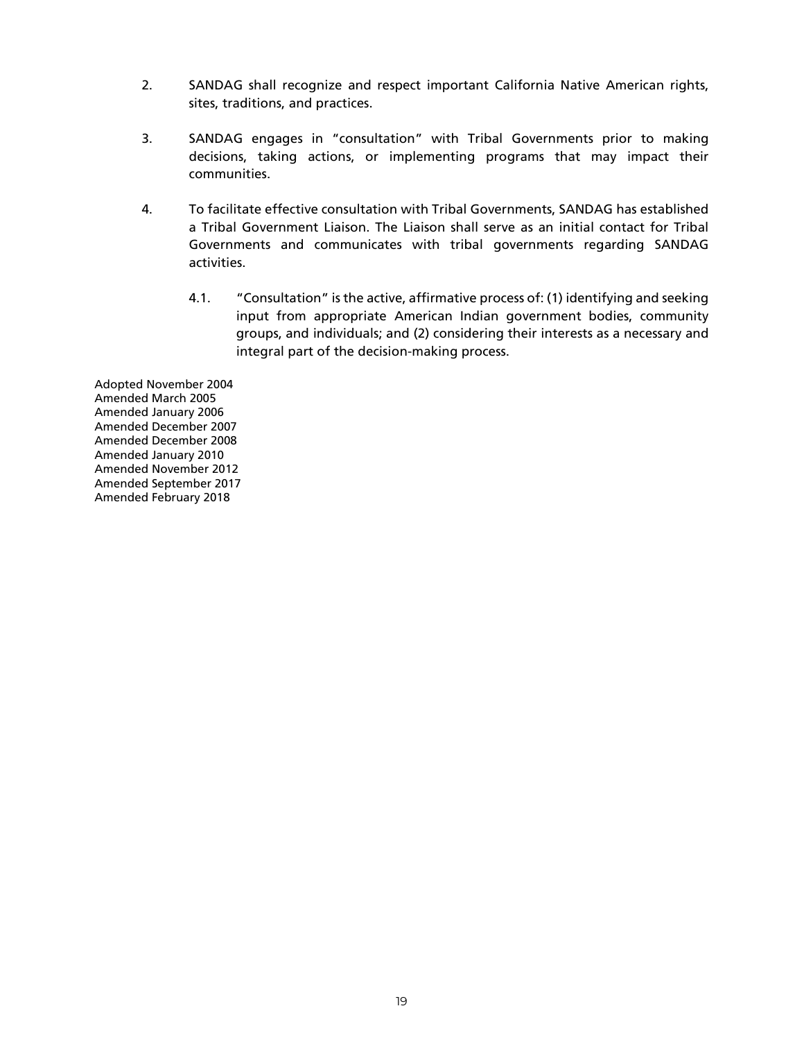2. SANDAG shall recognize and respect important California Native American rights, sites, traditions, and practices.

3. SANDAG engages in "consultation" with Tribal Governments prior to making decisions, taking actions, or implementing programs that may impact their communities.

4. To facilitate effective consultation with Tribal Governments, SANDAG has established a Tribal Government Liaison. The Liaison shall serve as an initial contact for Tribal Governments and communicates with tribal governments regarding SANDAG activities.

   4.1. "Consultation" is the active, affirmative process of: (1) identifying and seeking input from appropriate American Indian government bodies, community groups, and individuals; and (2) considering their interests as a necessary and integral part of the decision-making process.

Adopted November 2004
Amended March 2005
Amended January 2006
Amended December 2007
Amended December 2008
Amended January 2010
Amended November 2012
Amended September 2017
Amended February 2018